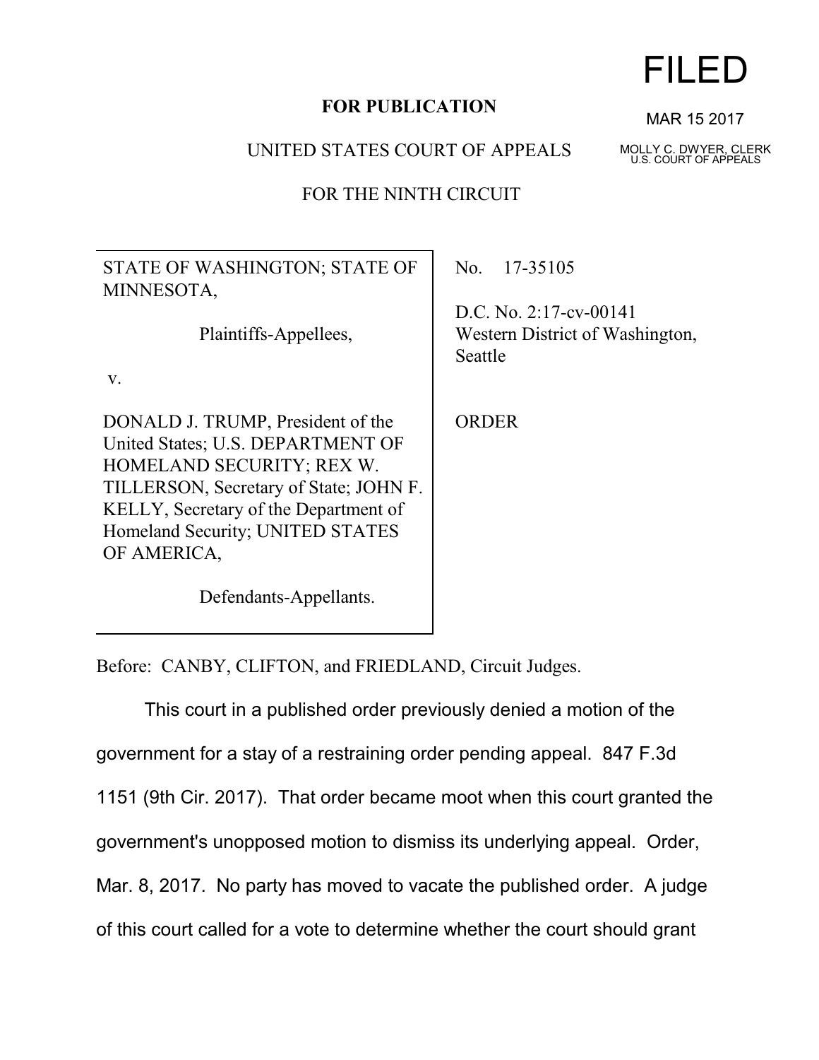FILED

MAR 15 2017

MOLLY C. DWYER, CLERK
U.S. COURT OF APPEALS

**FOR PUBLICATION**

UNITED STATES COURT OF APPEALS

FOR THE NINTH CIRCUIT

| | |
|---|---|
| STATE OF WASHINGTON; STATE OF MINNESOTA,<br><br>Plaintiffs-Appellees,<br><br>v.<br><br>DONALD J. TRUMP, President of the United States; U.S. DEPARTMENT OF HOMELAND SECURITY; REX W. TILLERSON, Secretary of State; JOHN F. KELLY, Secretary of the Department of Homeland Security; UNITED STATES OF AMERICA,<br><br>Defendants-Appellants. | No. 17-35105<br><br>D.C. No. 2:17-cv-00141<br>Western District of Washington, Seattle<br><br>ORDER |

Before: CANBY, CLIFTON, and FRIEDLAND, Circuit Judges.

This court in a published order previously denied a motion of the government for a stay of a restraining order pending appeal. 847 F.3d 1151 (9th Cir. 2017). That order became moot when this court granted the government's unopposed motion to dismiss its underlying appeal. Order, Mar. 8, 2017. No party has moved to vacate the published order. A judge of this court called for a vote to determine whether the court should grant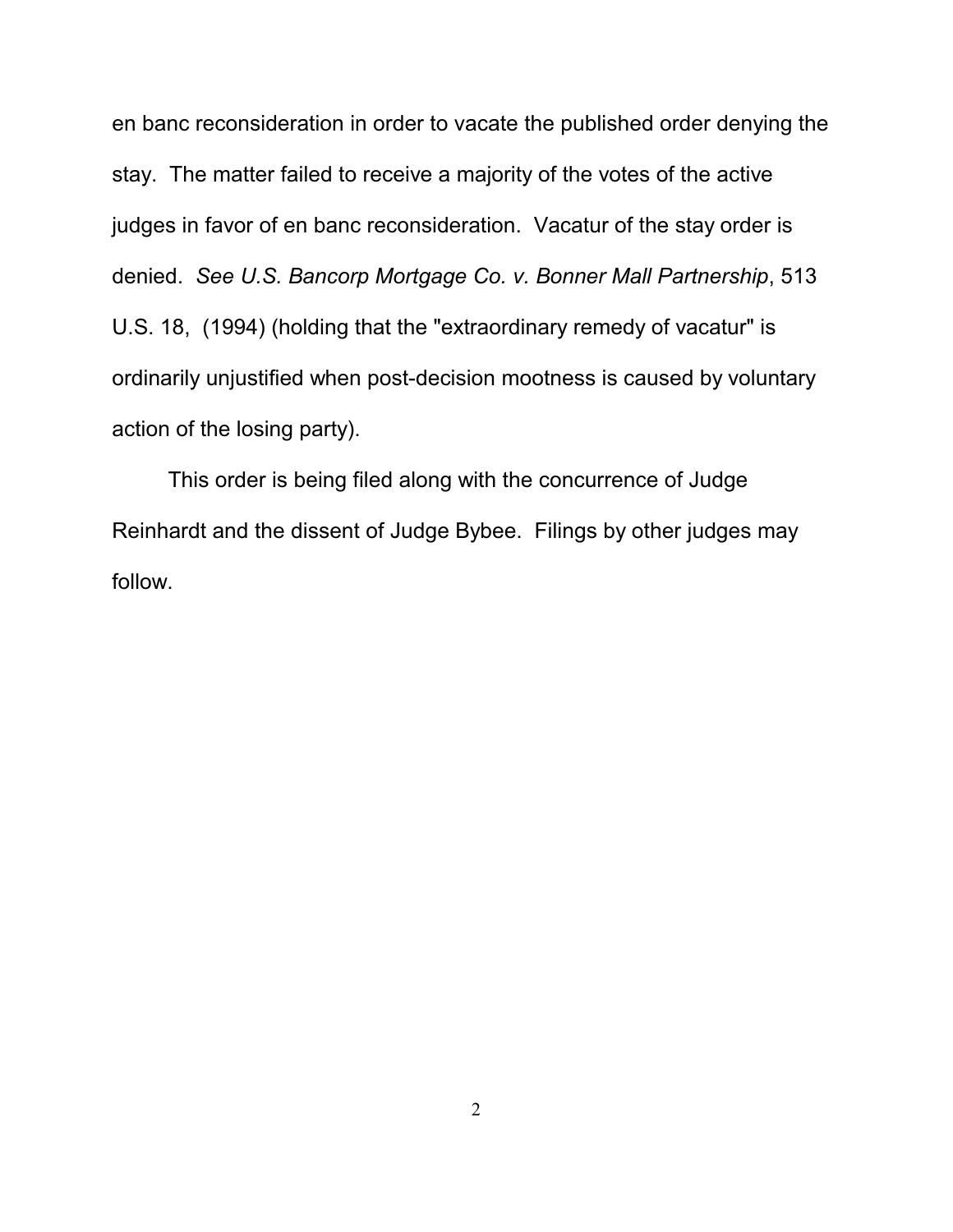en banc reconsideration in order to vacate the published order denying the stay. The matter failed to receive a majority of the votes of the active judges in favor of en banc reconsideration. Vacatur of the stay order is denied. *See U.S. Bancorp Mortgage Co. v. Bonner Mall Partnership*, 513 U.S. 18, (1994) (holding that the "extraordinary remedy of vacatur" is ordinarily unjustified when post-decision mootness is caused by voluntary action of the losing party).

This order is being filed along with the concurrence of Judge Reinhardt and the dissent of Judge Bybee. Filings by other judges may follow.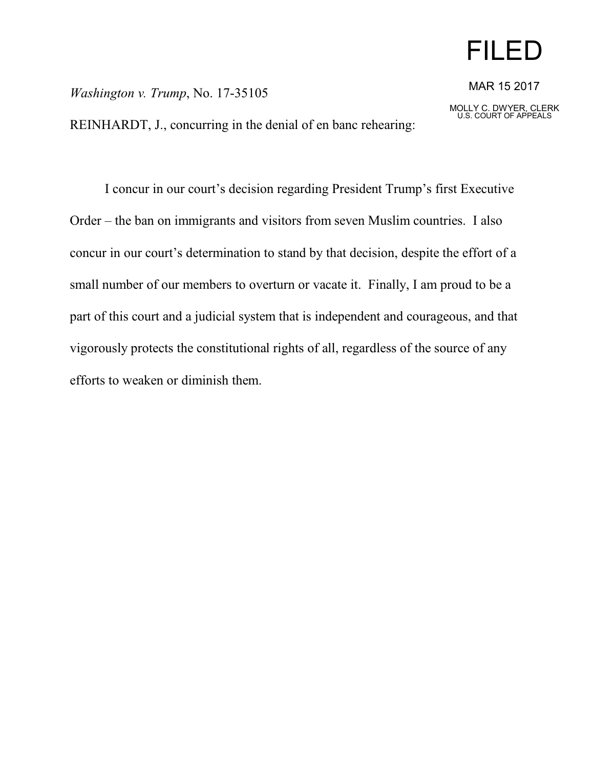FILED

MAR 15 2017

MOLLY C. DWYER, CLERK
U.S. COURT OF APPEALS

*Washington v. Trump*, No. 17-35105

REINHARDT, J., concurring in the denial of en banc rehearing:

I concur in our court's decision regarding President Trump's first Executive Order – the ban on immigrants and visitors from seven Muslim countries. I also concur in our court's determination to stand by that decision, despite the effort of a small number of our members to overturn or vacate it. Finally, I am proud to be a part of this court and a judicial system that is independent and courageous, and that vigorously protects the constitutional rights of all, regardless of the source of any efforts to weaken or diminish them.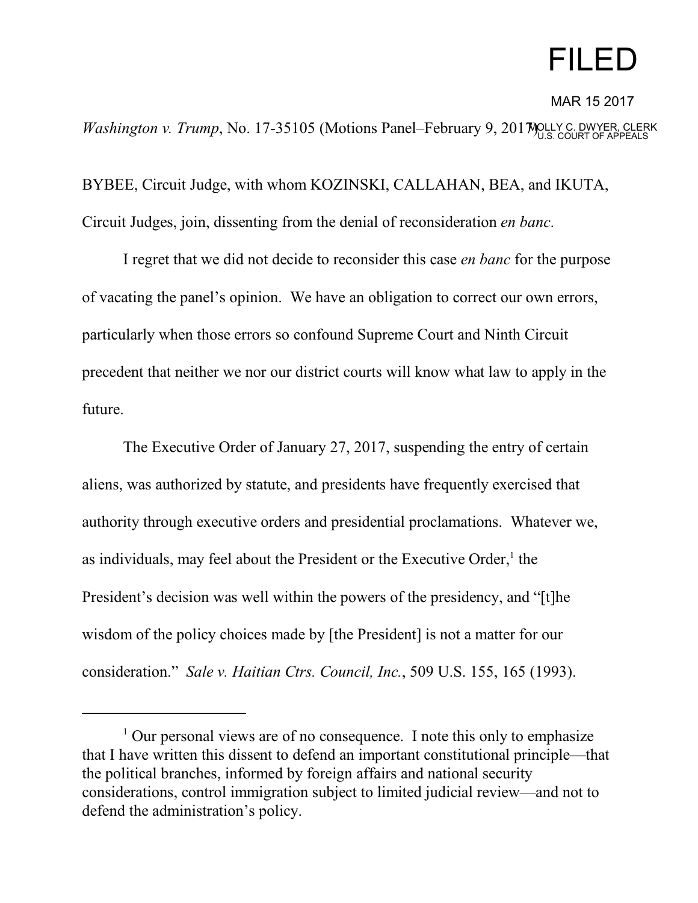# FILED

MAR 15 2017

MOLLY C. DWYER, CLERK
U.S. COURT OF APPEALS

*Washington v. Trump*, No. 17-35105 (Motions Panel–February 9, 2017)

BYBEE, Circuit Judge, with whom KOZINSKI, CALLAHAN, BEA, and IKUTA, Circuit Judges, join, dissenting from the denial of reconsideration *en banc*.

I regret that we did not decide to reconsider this case *en banc* for the purpose of vacating the panel's opinion. We have an obligation to correct our own errors, particularly when those errors so confound Supreme Court and Ninth Circuit precedent that neither we nor our district courts will know what law to apply in the future.

The Executive Order of January 27, 2017, suspending the entry of certain aliens, was authorized by statute, and presidents have frequently exercised that authority through executive orders and presidential proclamations. Whatever we, as individuals, may feel about the President or the Executive Order,[1] the President's decision was well within the powers of the presidency, and "[t]he wisdom of the policy choices made by [the President] is not a matter for our consideration." *Sale v. Haitian Ctrs. Council, Inc.*, 509 U.S. 155, 165 (1993).

---

[1] Our personal views are of no consequence. I note this only to emphasize that I have written this dissent to defend an important constitutional principle—that the political branches, informed by foreign affairs and national security considerations, control immigration subject to limited judicial review—and not to defend the administration's policy.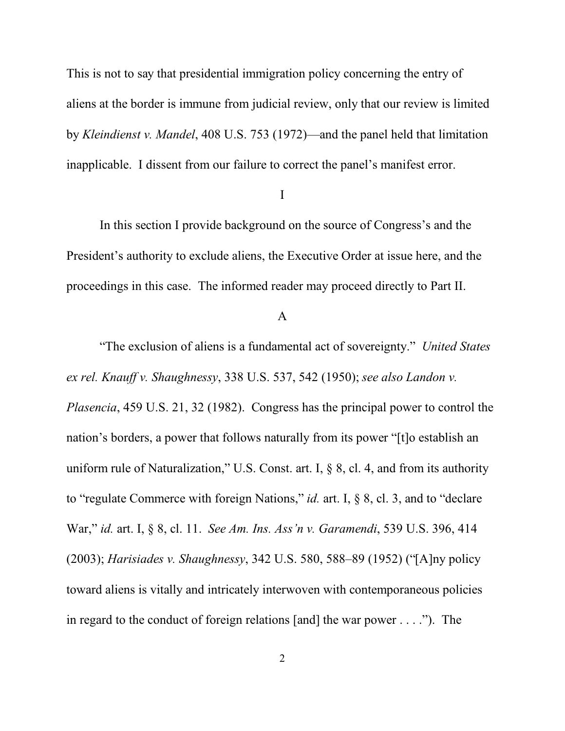This is not to say that presidential immigration policy concerning the entry of aliens at the border is immune from judicial review, only that our review is limited by *Kleindienst v. Mandel*, 408 U.S. 753 (1972)—and the panel held that limitation inapplicable. I dissent from our failure to correct the panel's manifest error.

## I

In this section I provide background on the source of Congress's and the President's authority to exclude aliens, the Executive Order at issue here, and the proceedings in this case. The informed reader may proceed directly to Part II.

### A

"The exclusion of aliens is a fundamental act of sovereignty." *United States ex rel. Knauff v. Shaughnessy*, 338 U.S. 537, 542 (1950); *see also Landon v. Plasencia*, 459 U.S. 21, 32 (1982). Congress has the principal power to control the nation's borders, a power that follows naturally from its power "[t]o establish an uniform rule of Naturalization," U.S. Const. art. I, § 8, cl. 4, and from its authority to "regulate Commerce with foreign Nations," *id.* art. I, § 8, cl. 3, and to "declare War," *id.* art. I, § 8, cl. 11. *See Am. Ins. Ass'n v. Garamendi*, 539 U.S. 396, 414 (2003); *Harisiades v. Shaughnessy*, 342 U.S. 580, 588–89 (1952) ("[A]ny policy toward aliens is vitally and intricately interwoven with contemporaneous policies in regard to the conduct of foreign relations [and] the war power . . . ."). The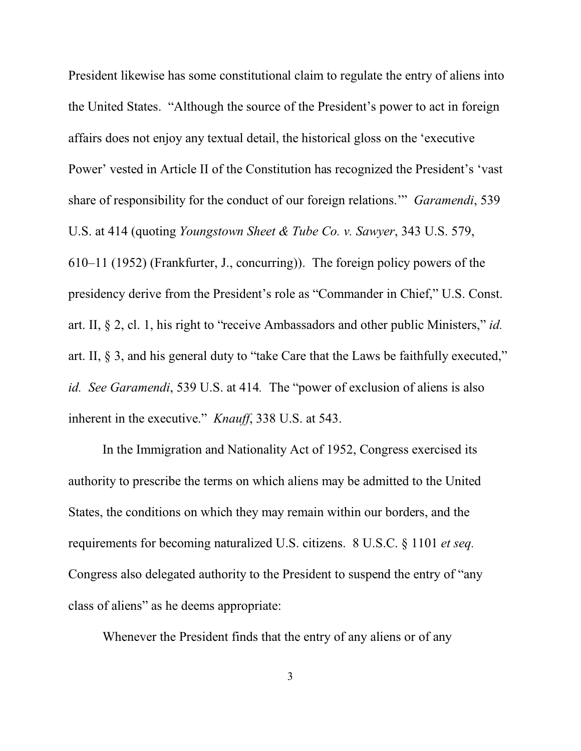President likewise has some constitutional claim to regulate the entry of aliens into the United States. "Although the source of the President's power to act in foreign affairs does not enjoy any textual detail, the historical gloss on the 'executive Power' vested in Article II of the Constitution has recognized the President's 'vast share of responsibility for the conduct of our foreign relations.'" *Garamendi*, 539 U.S. at 414 (quoting *Youngstown Sheet & Tube Co. v. Sawyer*, 343 U.S. 579, 610–11 (1952) (Frankfurter, J., concurring)). The foreign policy powers of the presidency derive from the President's role as "Commander in Chief," U.S. Const. art. II, § 2, cl. 1, his right to "receive Ambassadors and other public Ministers," *id.* art. II, § 3, and his general duty to "take Care that the Laws be faithfully executed," *id. See Garamendi*, 539 U.S. at 414*.* The "power of exclusion of aliens is also inherent in the executive." *Knauff*, 338 U.S. at 543.

In the Immigration and Nationality Act of 1952, Congress exercised its authority to prescribe the terms on which aliens may be admitted to the United States, the conditions on which they may remain within our borders, and the requirements for becoming naturalized U.S. citizens. 8 U.S.C. § 1101 *et seq.* Congress also delegated authority to the President to suspend the entry of "any class of aliens" as he deems appropriate:

> Whenever the President finds that the entry of any aliens or of any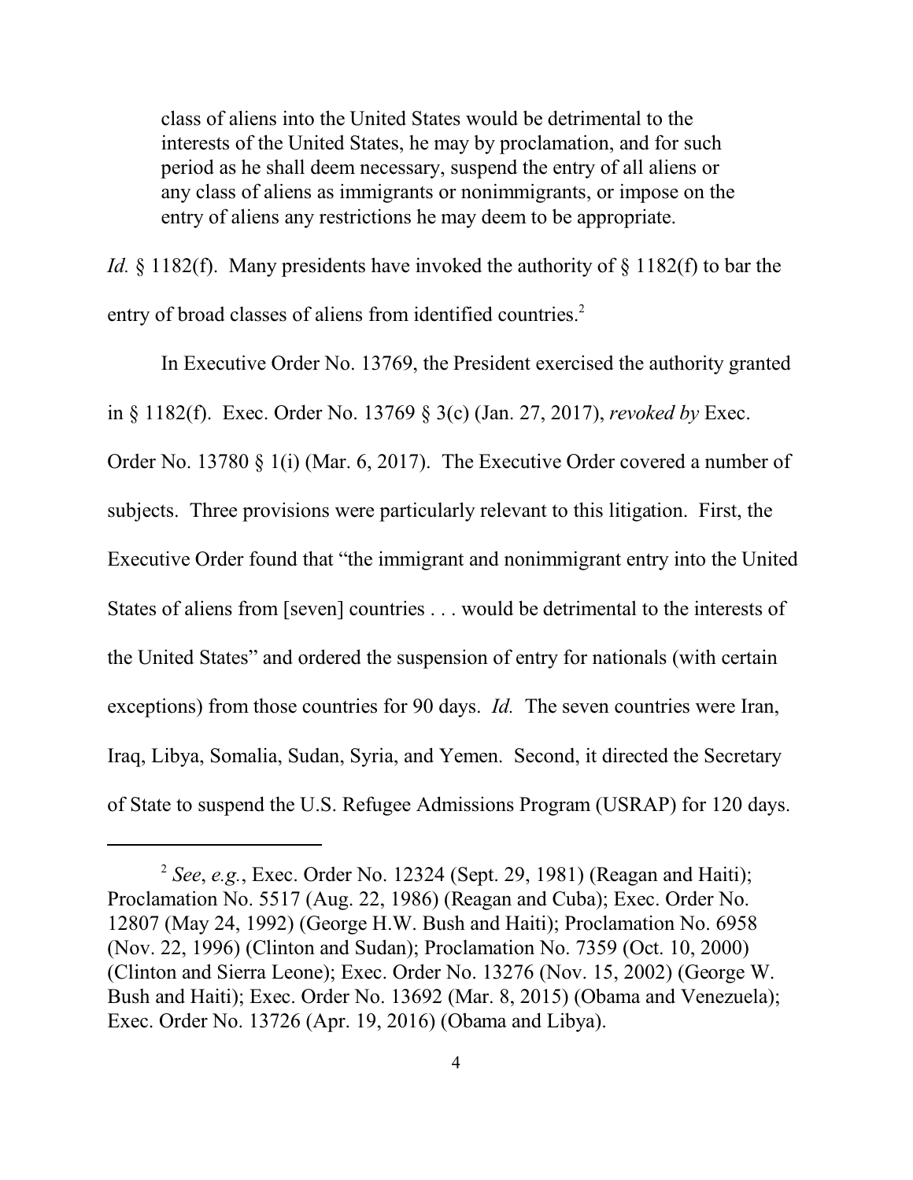> class of aliens into the United States would be detrimental to the interests of the United States, he may by proclamation, and for such period as he shall deem necessary, suspend the entry of all aliens or any class of aliens as immigrants or nonimmigrants, or impose on the entry of aliens any restrictions he may deem to be appropriate.

*Id.* § 1182(f). Many presidents have invoked the authority of § 1182(f) to bar the entry of broad classes of aliens from identified countries.[2]

In Executive Order No. 13769, the President exercised the authority granted in § 1182(f). Exec. Order No. 13769 § 3(c) (Jan. 27, 2017), *revoked by* Exec. Order No. 13780 § 1(i) (Mar. 6, 2017). The Executive Order covered a number of subjects. Three provisions were particularly relevant to this litigation. First, the Executive Order found that "the immigrant and nonimmigrant entry into the United States of aliens from [seven] countries . . . would be detrimental to the interests of the United States" and ordered the suspension of entry for nationals (with certain exceptions) from those countries for 90 days. *Id.* The seven countries were Iran, Iraq, Libya, Somalia, Sudan, Syria, and Yemen. Second, it directed the Secretary of State to suspend the U.S. Refugee Admissions Program (USRAP) for 120 days.

---

[2] *See*, *e.g.*, Exec. Order No. 12324 (Sept. 29, 1981) (Reagan and Haiti); Proclamation No. 5517 (Aug. 22, 1986) (Reagan and Cuba); Exec. Order No. 12807 (May 24, 1992) (George H.W. Bush and Haiti); Proclamation No. 6958 (Nov. 22, 1996) (Clinton and Sudan); Proclamation No. 7359 (Oct. 10, 2000) (Clinton and Sierra Leone); Exec. Order No. 13276 (Nov. 15, 2002) (George W. Bush and Haiti); Exec. Order No. 13692 (Mar. 8, 2015) (Obama and Venezuela); Exec. Order No. 13726 (Apr. 19, 2016) (Obama and Libya).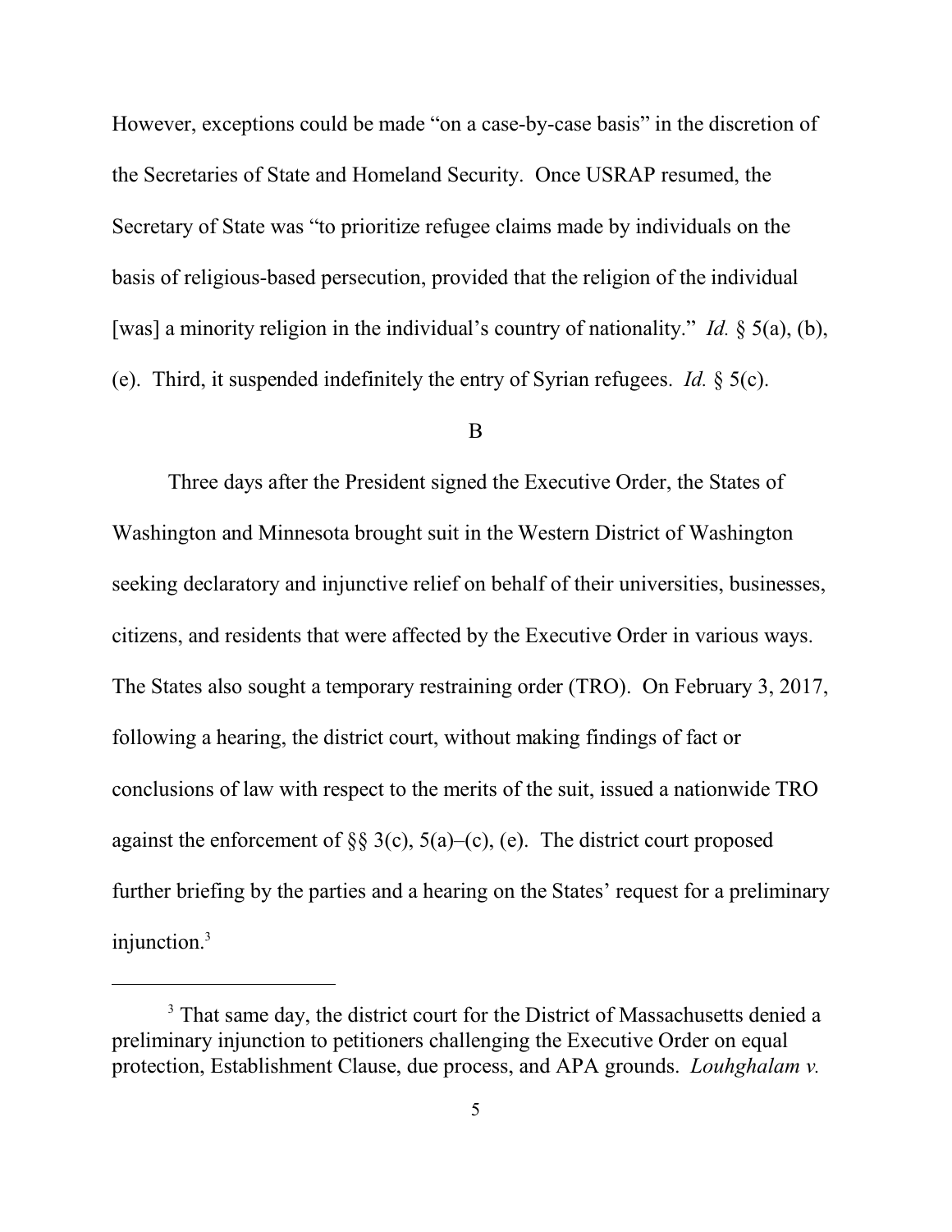However, exceptions could be made "on a case-by-case basis" in the discretion of the Secretaries of State and Homeland Security. Once USRAP resumed, the Secretary of State was "to prioritize refugee claims made by individuals on the basis of religious-based persecution, provided that the religion of the individual [was] a minority religion in the individual's country of nationality." *Id.* § 5(a), (b), (e). Third, it suspended indefinitely the entry of Syrian refugees. *Id.* § 5(c).

## B

Three days after the President signed the Executive Order, the States of Washington and Minnesota brought suit in the Western District of Washington seeking declaratory and injunctive relief on behalf of their universities, businesses, citizens, and residents that were affected by the Executive Order in various ways. The States also sought a temporary restraining order (TRO). On February 3, 2017, following a hearing, the district court, without making findings of fact or conclusions of law with respect to the merits of the suit, issued a nationwide TRO against the enforcement of §§ 3(c), 5(a)–(c), (e). The district court proposed further briefing by the parties and a hearing on the States' request for a preliminary injunction.[3]

---

[3] That same day, the district court for the District of Massachusetts denied a preliminary injunction to petitioners challenging the Executive Order on equal protection, Establishment Clause, due process, and APA grounds. *Louhghalam v.*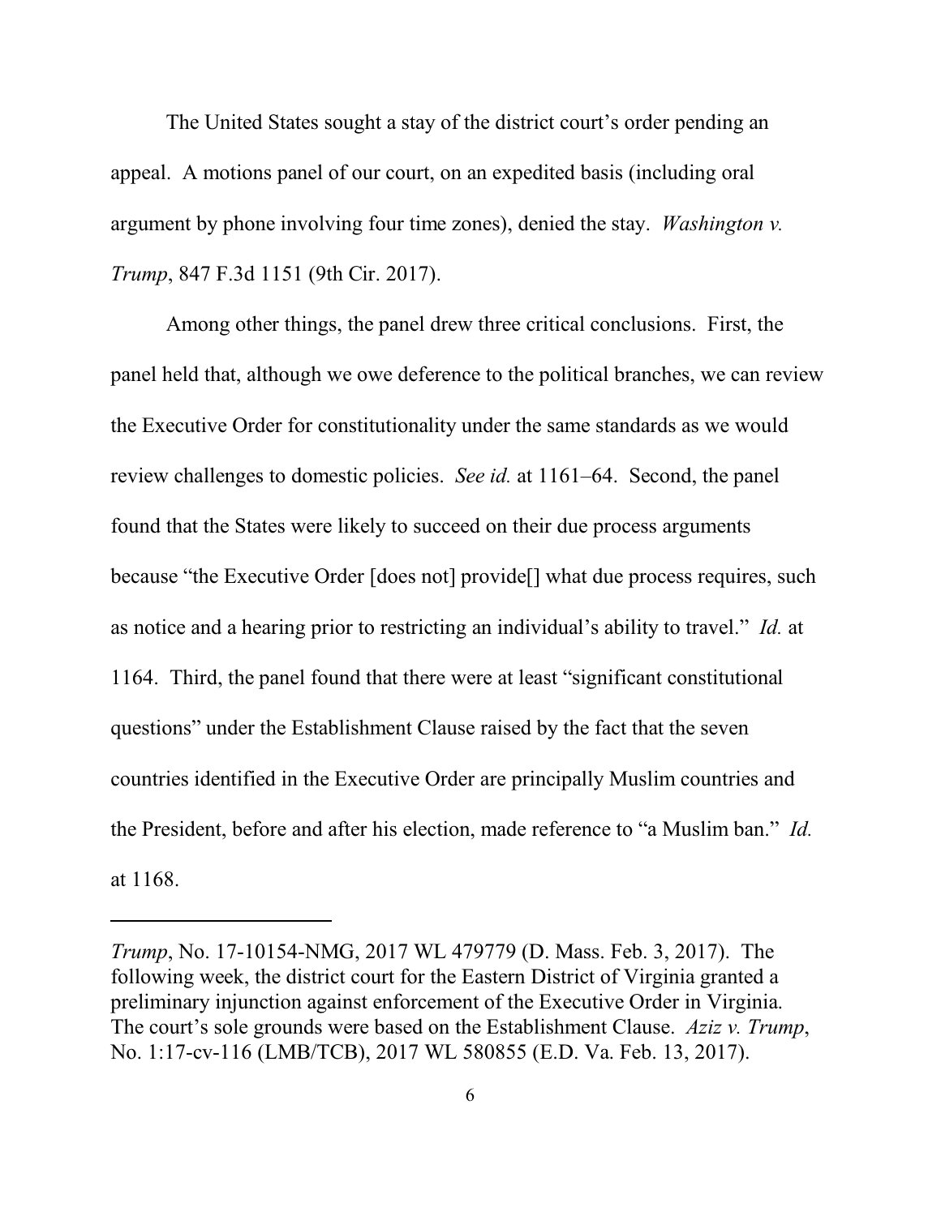The United States sought a stay of the district court's order pending an appeal. A motions panel of our court, on an expedited basis (including oral argument by phone involving four time zones), denied the stay. *Washington v. Trump*, 847 F.3d 1151 (9th Cir. 2017).

Among other things, the panel drew three critical conclusions. First, the panel held that, although we owe deference to the political branches, we can review the Executive Order for constitutionality under the same standards as we would review challenges to domestic policies. *See id.* at 1161–64. Second, the panel found that the States were likely to succeed on their due process arguments because "the Executive Order [does not] provide[] what due process requires, such as notice and a hearing prior to restricting an individual's ability to travel." *Id.* at 1164. Third, the panel found that there were at least "significant constitutional questions" under the Establishment Clause raised by the fact that the seven countries identified in the Executive Order are principally Muslim countries and the President, before and after his election, made reference to "a Muslim ban." *Id.* at 1168.

---

*Trump*, No. 17-10154-NMG, 2017 WL 479779 (D. Mass. Feb. 3, 2017). The following week, the district court for the Eastern District of Virginia granted a preliminary injunction against enforcement of the Executive Order in Virginia. The court's sole grounds were based on the Establishment Clause. *Aziz v. Trump*, No. 1:17-cv-116 (LMB/TCB), 2017 WL 580855 (E.D. Va. Feb. 13, 2017).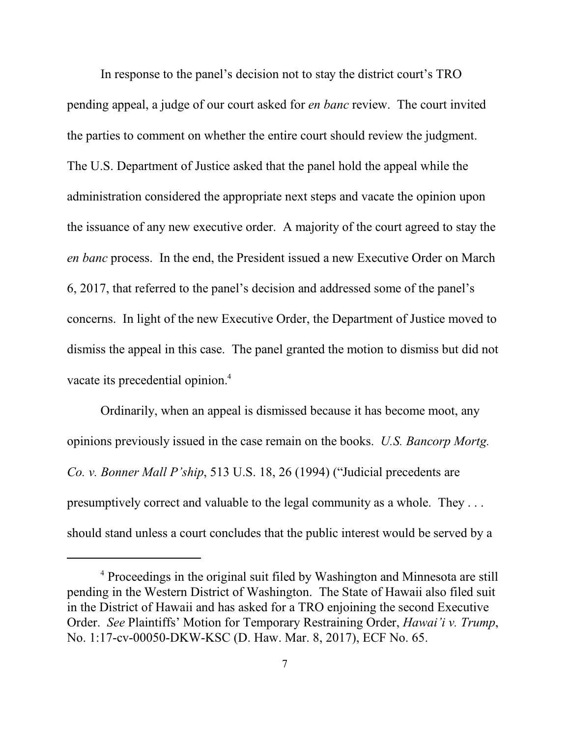In response to the panel's decision not to stay the district court's TRO pending appeal, a judge of our court asked for *en banc* review. The court invited the parties to comment on whether the entire court should review the judgment. The U.S. Department of Justice asked that the panel hold the appeal while the administration considered the appropriate next steps and vacate the opinion upon the issuance of any new executive order. A majority of the court agreed to stay the *en banc* process. In the end, the President issued a new Executive Order on March 6, 2017, that referred to the panel's decision and addressed some of the panel's concerns. In light of the new Executive Order, the Department of Justice moved to dismiss the appeal in this case. The panel granted the motion to dismiss but did not vacate its precedential opinion.[4]

Ordinarily, when an appeal is dismissed because it has become moot, any opinions previously issued in the case remain on the books. *U.S. Bancorp Mortg. Co. v. Bonner Mall P'ship*, 513 U.S. 18, 26 (1994) ("Judicial precedents are presumptively correct and valuable to the legal community as a whole. They . . . should stand unless a court concludes that the public interest would be served by a

---

[4] Proceedings in the original suit filed by Washington and Minnesota are still pending in the Western District of Washington. The State of Hawaii also filed suit in the District of Hawaii and has asked for a TRO enjoining the second Executive Order. *See* Plaintiffs' Motion for Temporary Restraining Order, *Hawai'i v. Trump*, No. 1:17-cv-00050-DKW-KSC (D. Haw. Mar. 8, 2017), ECF No. 65.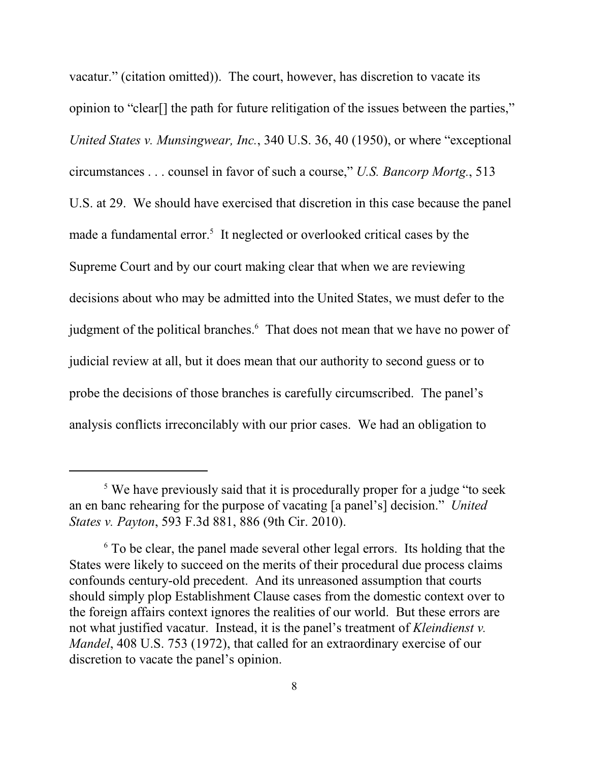vacatur." (citation omitted)). The court, however, has discretion to vacate its opinion to "clear[] the path for future relitigation of the issues between the parties," *United States v. Munsingwear, Inc.*, 340 U.S. 36, 40 (1950), or where "exceptional circumstances . . . counsel in favor of such a course," *U.S. Bancorp Mortg.*, 513 U.S. at 29. We should have exercised that discretion in this case because the panel made a fundamental error.[5] It neglected or overlooked critical cases by the Supreme Court and by our court making clear that when we are reviewing decisions about who may be admitted into the United States, we must defer to the judgment of the political branches.[6] That does not mean that we have no power of judicial review at all, but it does mean that our authority to second guess or to probe the decisions of those branches is carefully circumscribed. The panel's analysis conflicts irreconcilably with our prior cases. We had an obligation to

---

[5] We have previously said that it is procedurally proper for a judge "to seek an en banc rehearing for the purpose of vacating [a panel's] decision." *United States v. Payton*, 593 F.3d 881, 886 (9th Cir. 2010).

[6] To be clear, the panel made several other legal errors. Its holding that the States were likely to succeed on the merits of their procedural due process claims confounds century-old precedent. And its unreasoned assumption that courts should simply plop Establishment Clause cases from the domestic context over to the foreign affairs context ignores the realities of our world. But these errors are not what justified vacatur. Instead, it is the panel's treatment of *Kleindienst v. Mandel*, 408 U.S. 753 (1972), that called for an extraordinary exercise of our discretion to vacate the panel's opinion.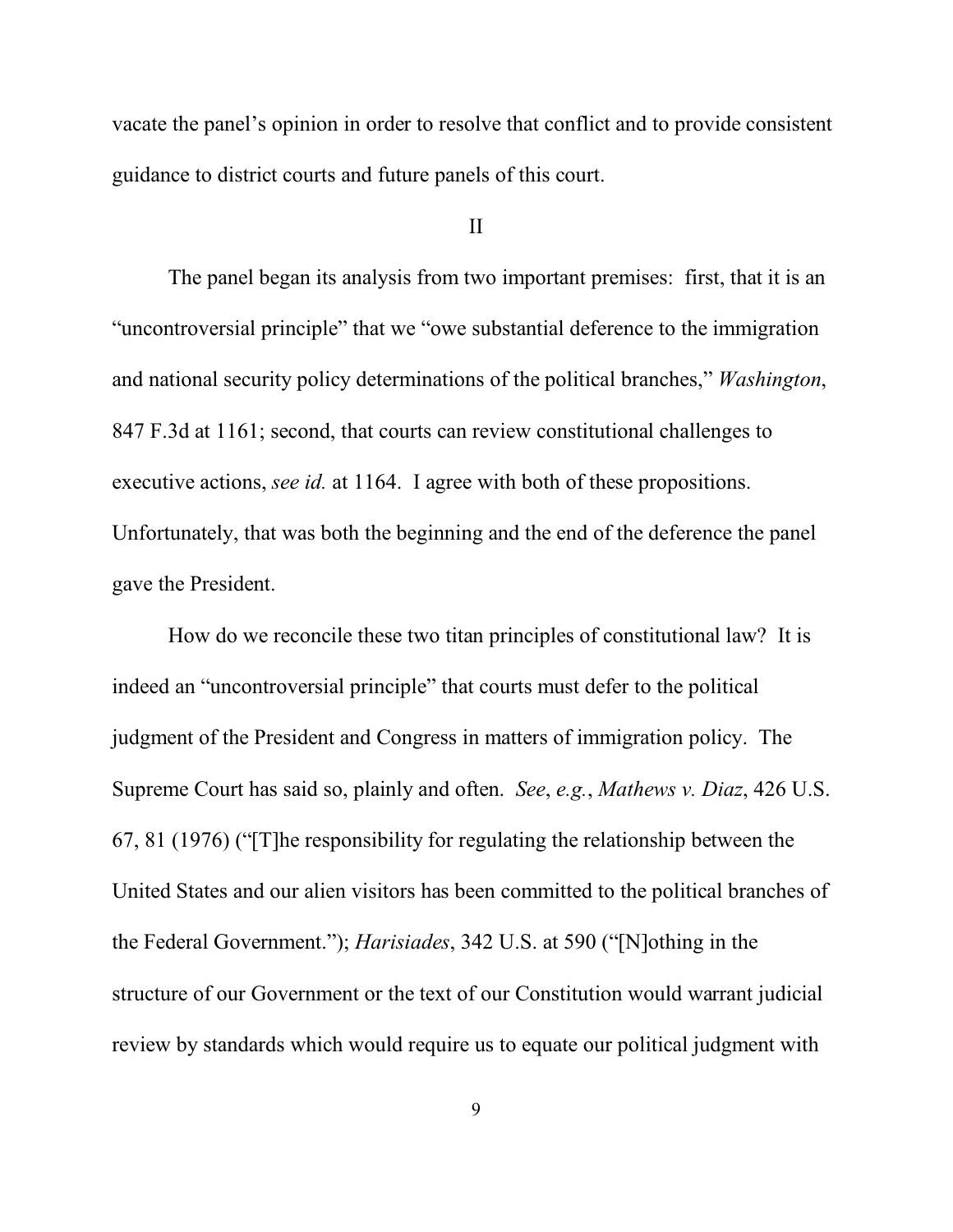vacate the panel's opinion in order to resolve that conflict and to provide consistent guidance to district courts and future panels of this court.

## II

The panel began its analysis from two important premises: first, that it is an "uncontroversial principle" that we "owe substantial deference to the immigration and national security policy determinations of the political branches," *Washington*, 847 F.3d at 1161; second, that courts can review constitutional challenges to executive actions, *see id.* at 1164. I agree with both of these propositions. Unfortunately, that was both the beginning and the end of the deference the panel gave the President.

How do we reconcile these two titan principles of constitutional law? It is indeed an "uncontroversial principle" that courts must defer to the political judgment of the President and Congress in matters of immigration policy. The Supreme Court has said so, plainly and often. *See*, *e.g.*, *Mathews v. Diaz*, 426 U.S. 67, 81 (1976) ("[T]he responsibility for regulating the relationship between the United States and our alien visitors has been committed to the political branches of the Federal Government."); *Harisiades*, 342 U.S. at 590 ("[N]othing in the structure of our Government or the text of our Constitution would warrant judicial review by standards which would require us to equate our political judgment with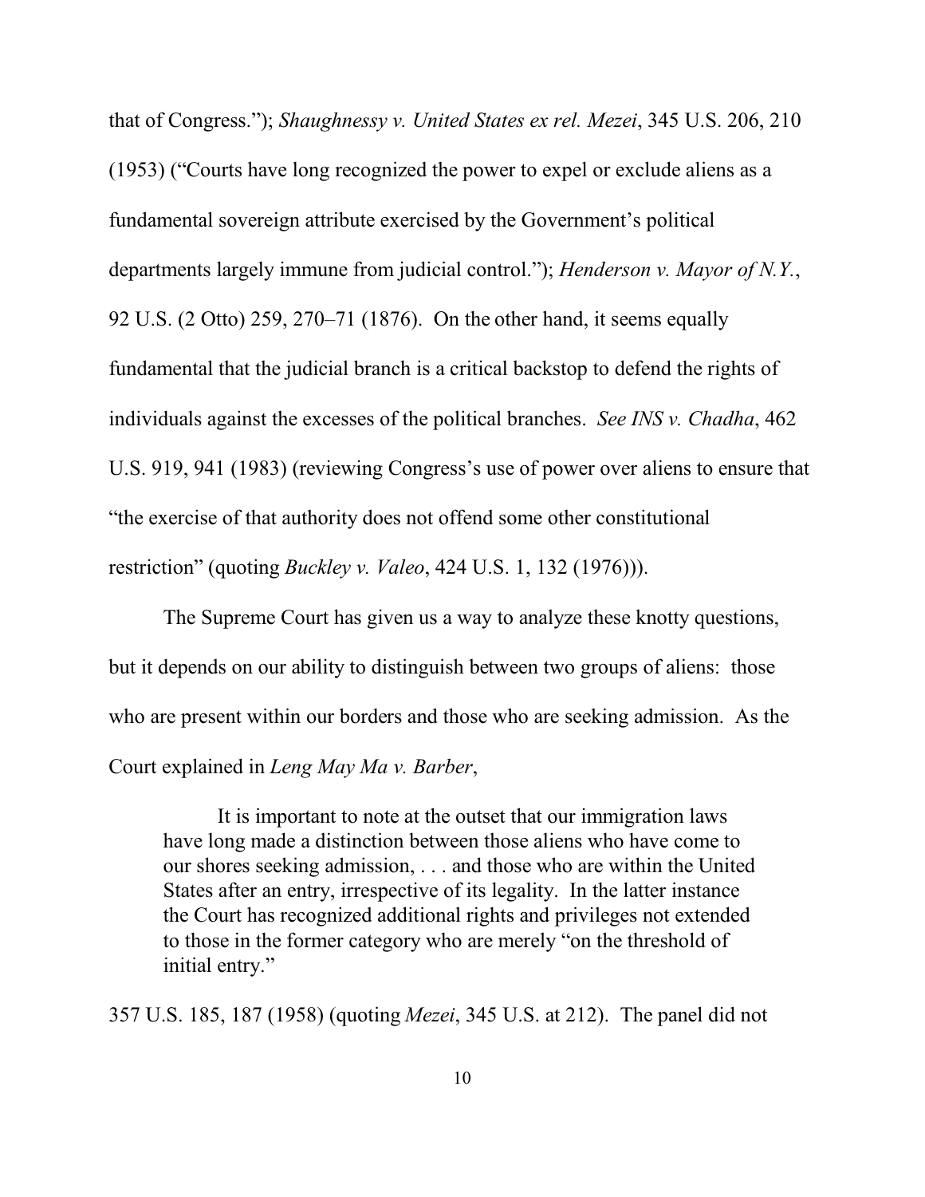that of Congress."); *Shaughnessy v. United States ex rel. Mezei*, 345 U.S. 206, 210 (1953) ("Courts have long recognized the power to expel or exclude aliens as a fundamental sovereign attribute exercised by the Government's political departments largely immune from judicial control."); *Henderson v. Mayor of N.Y.*, 92 U.S. (2 Otto) 259, 270–71 (1876). On the other hand, it seems equally fundamental that the judicial branch is a critical backstop to defend the rights of individuals against the excesses of the political branches. *See INS v. Chadha*, 462 U.S. 919, 941 (1983) (reviewing Congress's use of power over aliens to ensure that "the exercise of that authority does not offend some other constitutional restriction" (quoting *Buckley v. Valeo*, 424 U.S. 1, 132 (1976))).

The Supreme Court has given us a way to analyze these knotty questions, but it depends on our ability to distinguish between two groups of aliens: those who are present within our borders and those who are seeking admission. As the Court explained in *Leng May Ma v. Barber*,

> It is important to note at the outset that our immigration laws have long made a distinction between those aliens who have come to our shores seeking admission, . . . and those who are within the United States after an entry, irrespective of its legality. In the latter instance the Court has recognized additional rights and privileges not extended to those in the former category who are merely "on the threshold of initial entry."

357 U.S. 185, 187 (1958) (quoting *Mezei*, 345 U.S. at 212). The panel did not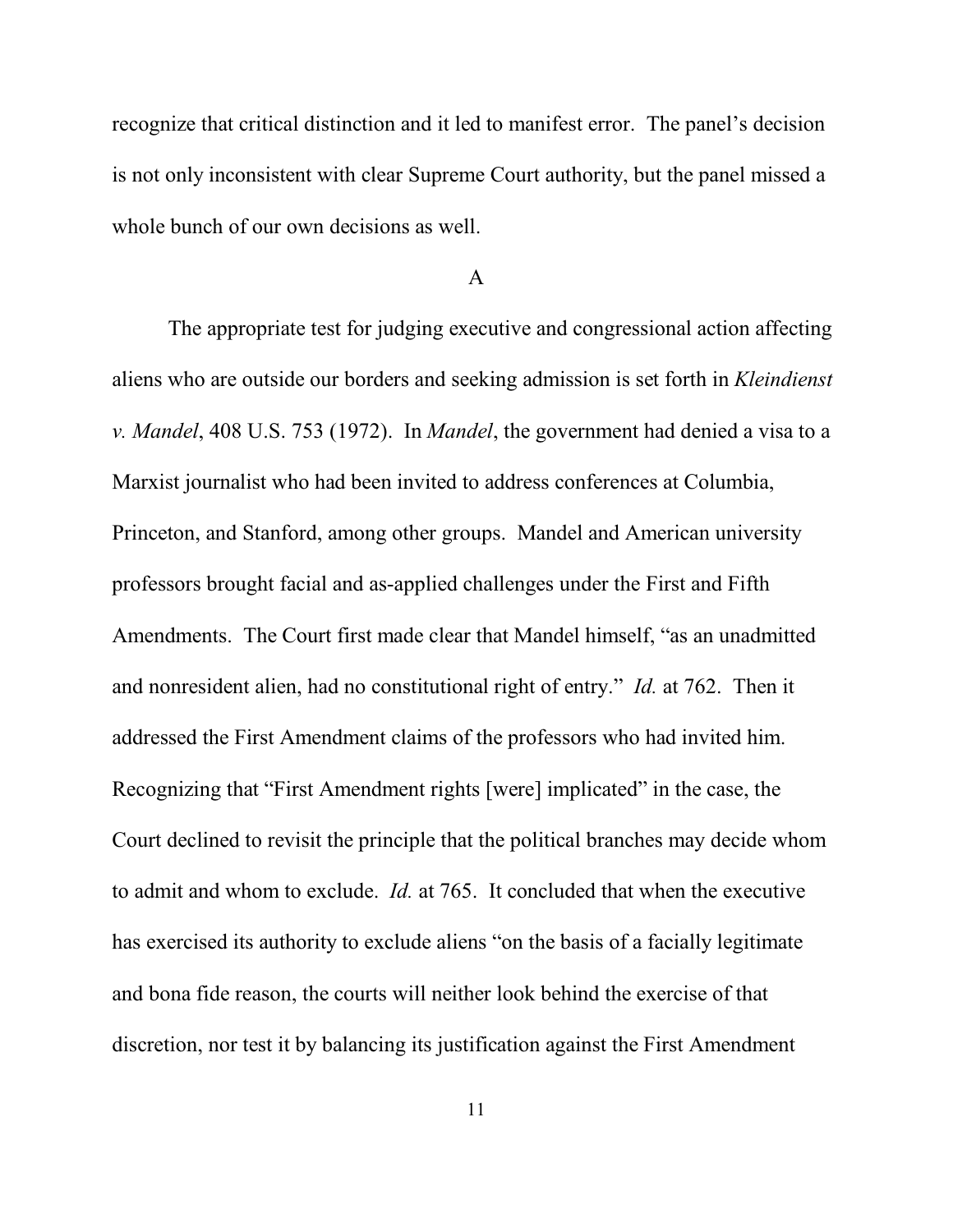recognize that critical distinction and it led to manifest error. The panel's decision is not only inconsistent with clear Supreme Court authority, but the panel missed a whole bunch of our own decisions as well.

### A

The appropriate test for judging executive and congressional action affecting aliens who are outside our borders and seeking admission is set forth in *Kleindienst v. Mandel*, 408 U.S. 753 (1972). In *Mandel*, the government had denied a visa to a Marxist journalist who had been invited to address conferences at Columbia, Princeton, and Stanford, among other groups. Mandel and American university professors brought facial and as-applied challenges under the First and Fifth Amendments. The Court first made clear that Mandel himself, "as an unadmitted and nonresident alien, had no constitutional right of entry." *Id.* at 762. Then it addressed the First Amendment claims of the professors who had invited him. Recognizing that "First Amendment rights [were] implicated" in the case, the Court declined to revisit the principle that the political branches may decide whom to admit and whom to exclude. *Id.* at 765. It concluded that when the executive has exercised its authority to exclude aliens "on the basis of a facially legitimate and bona fide reason, the courts will neither look behind the exercise of that discretion, nor test it by balancing its justification against the First Amendment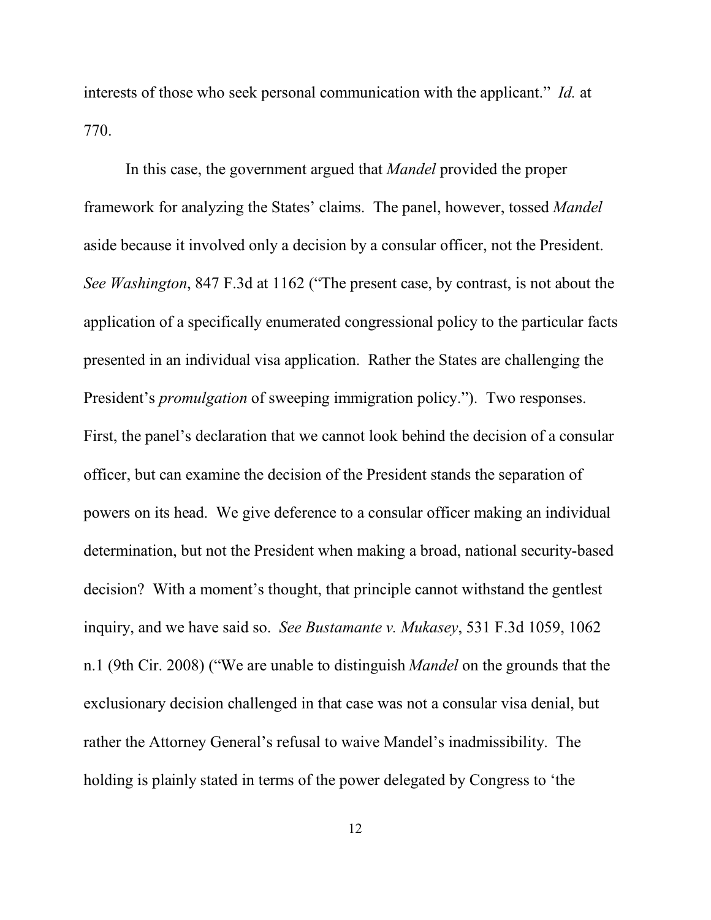interests of those who seek personal communication with the applicant." *Id.* at 770.

In this case, the government argued that *Mandel* provided the proper framework for analyzing the States' claims. The panel, however, tossed *Mandel* aside because it involved only a decision by a consular officer, not the President. *See Washington*, 847 F.3d at 1162 ("The present case, by contrast, is not about the application of a specifically enumerated congressional policy to the particular facts presented in an individual visa application. Rather the States are challenging the President's *promulgation* of sweeping immigration policy."). Two responses. First, the panel's declaration that we cannot look behind the decision of a consular officer, but can examine the decision of the President stands the separation of powers on its head. We give deference to a consular officer making an individual determination, but not the President when making a broad, national security-based decision? With a moment's thought, that principle cannot withstand the gentlest inquiry, and we have said so. *See Bustamante v. Mukasey*, 531 F.3d 1059, 1062 n.1 (9th Cir. 2008) ("We are unable to distinguish *Mandel* on the grounds that the exclusionary decision challenged in that case was not a consular visa denial, but rather the Attorney General's refusal to waive Mandel's inadmissibility. The holding is plainly stated in terms of the power delegated by Congress to 'the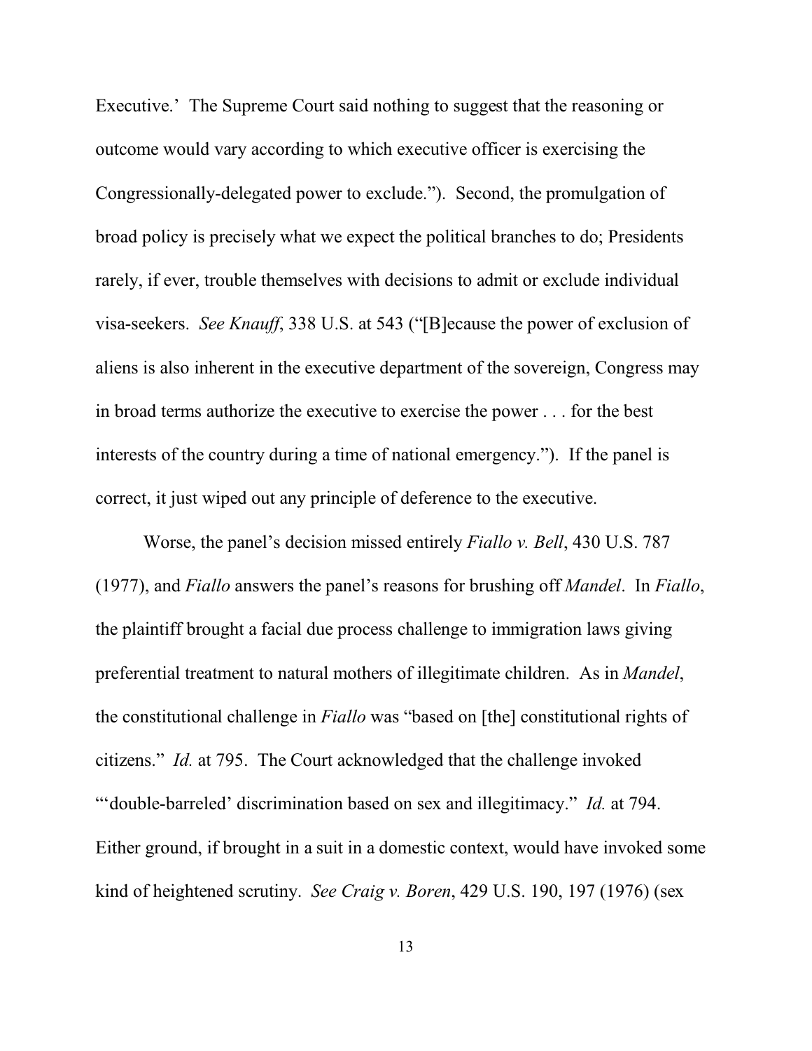Executive.' The Supreme Court said nothing to suggest that the reasoning or outcome would vary according to which executive officer is exercising the Congressionally-delegated power to exclude."). Second, the promulgation of broad policy is precisely what we expect the political branches to do; Presidents rarely, if ever, trouble themselves with decisions to admit or exclude individual visa-seekers. *See Knauff*, 338 U.S. at 543 ("[B]ecause the power of exclusion of aliens is also inherent in the executive department of the sovereign, Congress may in broad terms authorize the executive to exercise the power . . . for the best interests of the country during a time of national emergency."). If the panel is correct, it just wiped out any principle of deference to the executive.

Worse, the panel's decision missed entirely *Fiallo v. Bell*, 430 U.S. 787 (1977), and *Fiallo* answers the panel's reasons for brushing off *Mandel*. In *Fiallo*, the plaintiff brought a facial due process challenge to immigration laws giving preferential treatment to natural mothers of illegitimate children. As in *Mandel*, the constitutional challenge in *Fiallo* was "based on [the] constitutional rights of citizens." *Id.* at 795. The Court acknowledged that the challenge invoked "'double-barreled' discrimination based on sex and illegitimacy." *Id.* at 794. Either ground, if brought in a suit in a domestic context, would have invoked some kind of heightened scrutiny. *See Craig v. Boren*, 429 U.S. 190, 197 (1976) (sex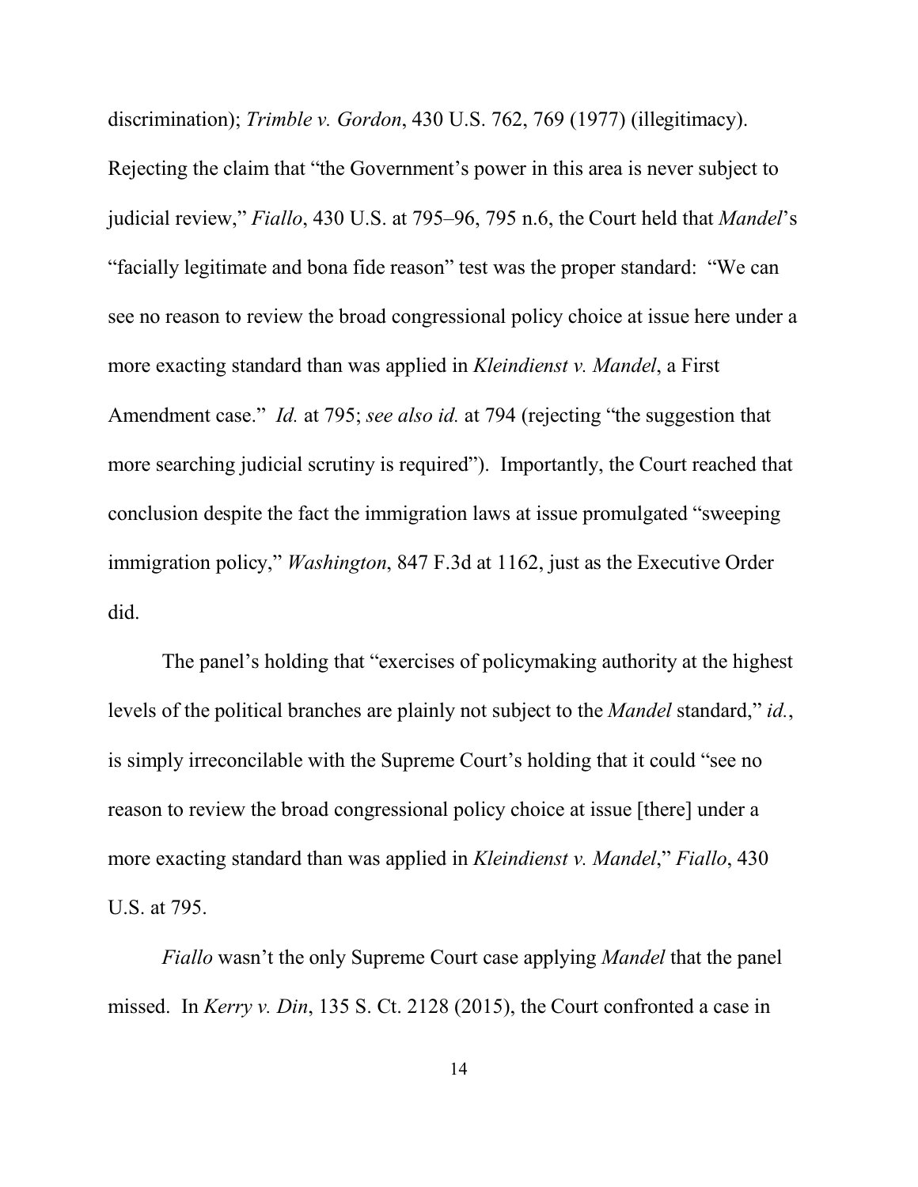discrimination); *Trimble v. Gordon*, 430 U.S. 762, 769 (1977) (illegitimacy). Rejecting the claim that "the Government's power in this area is never subject to judicial review," *Fiallo*, 430 U.S. at 795–96, 795 n.6, the Court held that *Mandel*'s "facially legitimate and bona fide reason" test was the proper standard: "We can see no reason to review the broad congressional policy choice at issue here under a more exacting standard than was applied in *Kleindienst v. Mandel*, a First Amendment case." *Id.* at 795; *see also id.* at 794 (rejecting "the suggestion that more searching judicial scrutiny is required"). Importantly, the Court reached that conclusion despite the fact the immigration laws at issue promulgated "sweeping immigration policy," *Washington*, 847 F.3d at 1162, just as the Executive Order did.

The panel's holding that "exercises of policymaking authority at the highest levels of the political branches are plainly not subject to the *Mandel* standard," *id.*, is simply irreconcilable with the Supreme Court's holding that it could "see no reason to review the broad congressional policy choice at issue [there] under a more exacting standard than was applied in *Kleindienst v. Mandel*," *Fiallo*, 430 U.S. at 795.

*Fiallo* wasn't the only Supreme Court case applying *Mandel* that the panel missed. In *Kerry v. Din*, 135 S. Ct. 2128 (2015), the Court confronted a case in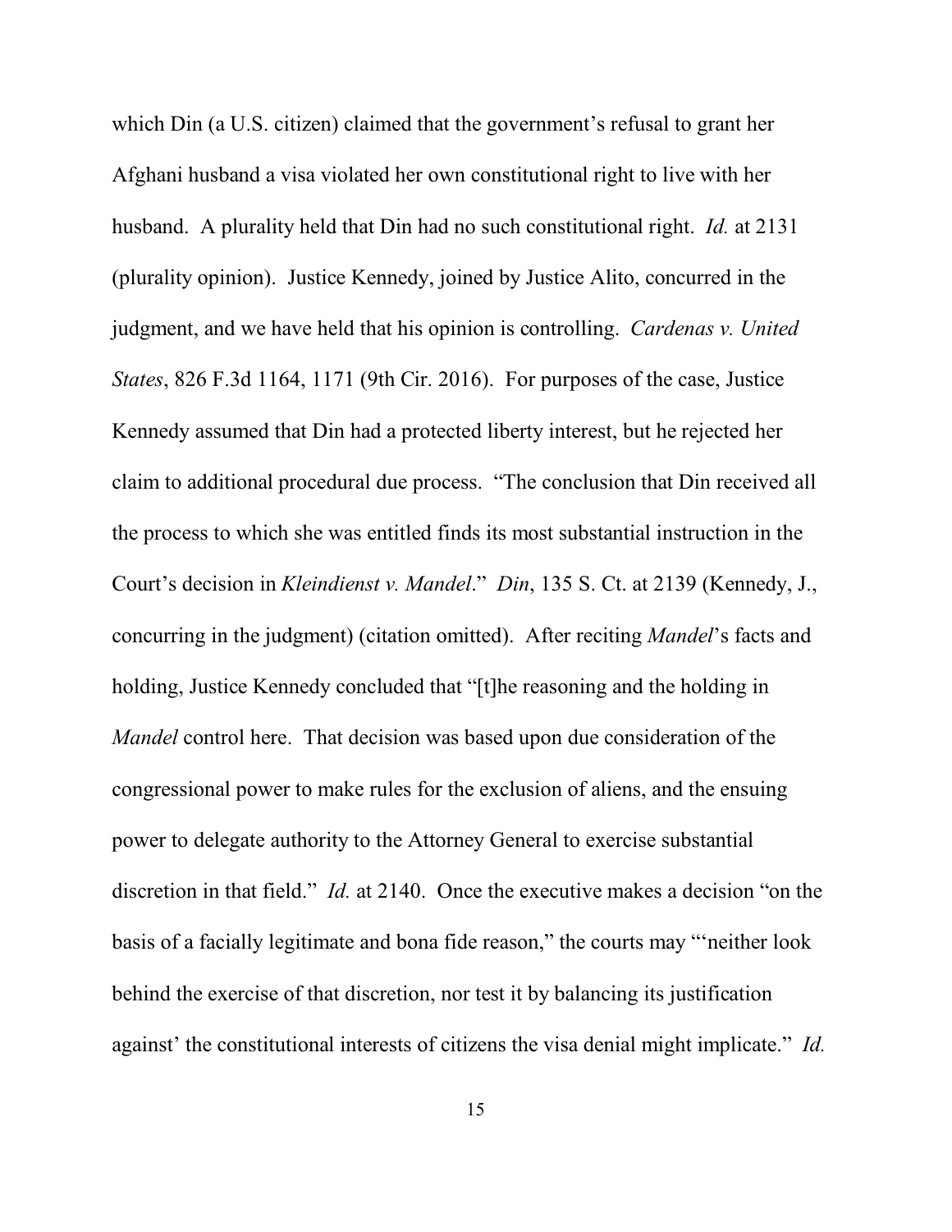which Din (a U.S. citizen) claimed that the government's refusal to grant her Afghani husband a visa violated her own constitutional right to live with her husband. A plurality held that Din had no such constitutional right. *Id.* at 2131 (plurality opinion). Justice Kennedy, joined by Justice Alito, concurred in the judgment, and we have held that his opinion is controlling. *Cardenas v. United States*, 826 F.3d 1164, 1171 (9th Cir. 2016). For purposes of the case, Justice Kennedy assumed that Din had a protected liberty interest, but he rejected her claim to additional procedural due process. "The conclusion that Din received all the process to which she was entitled finds its most substantial instruction in the Court's decision in *Kleindienst v. Mandel*." *Din*, 135 S. Ct. at 2139 (Kennedy, J., concurring in the judgment) (citation omitted). After reciting *Mandel*'s facts and holding, Justice Kennedy concluded that "[t]he reasoning and the holding in *Mandel* control here. That decision was based upon due consideration of the congressional power to make rules for the exclusion of aliens, and the ensuing power to delegate authority to the Attorney General to exercise substantial discretion in that field." *Id.* at 2140. Once the executive makes a decision "on the basis of a facially legitimate and bona fide reason," the courts may "'neither look behind the exercise of that discretion, nor test it by balancing its justification against' the constitutional interests of citizens the visa denial might implicate." *Id.*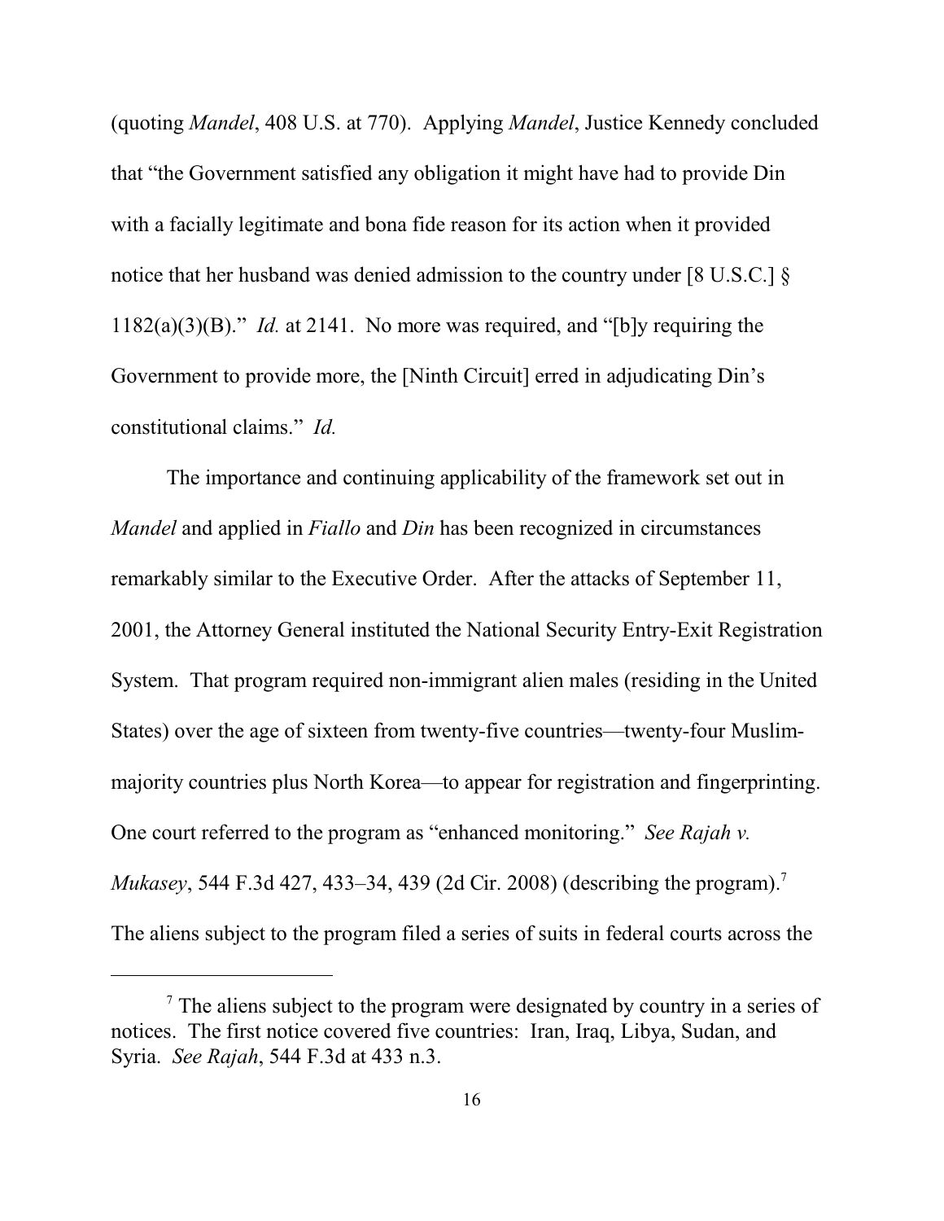(quoting *Mandel*, 408 U.S. at 770). Applying *Mandel*, Justice Kennedy concluded that "the Government satisfied any obligation it might have had to provide Din with a facially legitimate and bona fide reason for its action when it provided notice that her husband was denied admission to the country under [8 U.S.C.] § 1182(a)(3)(B)." *Id.* at 2141. No more was required, and "[b]y requiring the Government to provide more, the [Ninth Circuit] erred in adjudicating Din's constitutional claims." *Id.*

The importance and continuing applicability of the framework set out in *Mandel* and applied in *Fiallo* and *Din* has been recognized in circumstances remarkably similar to the Executive Order. After the attacks of September 11, 2001, the Attorney General instituted the National Security Entry-Exit Registration System. That program required non-immigrant alien males (residing in the United States) over the age of sixteen from twenty-five countries—twenty-four Muslim-majority countries plus North Korea—to appear for registration and fingerprinting. One court referred to the program as "enhanced monitoring." *See Rajah v. Mukasey*, 544 F.3d 427, 433–34, 439 (2d Cir. 2008) (describing the program).[7] The aliens subject to the program filed a series of suits in federal courts across the

[7] The aliens subject to the program were designated by country in a series of notices. The first notice covered five countries: Iran, Iraq, Libya, Sudan, and Syria. *See Rajah*, 544 F.3d at 433 n.3.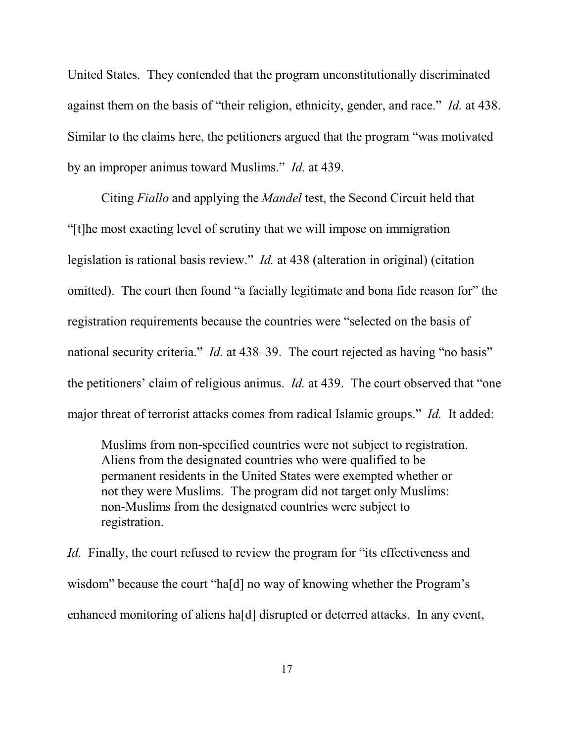United States. They contended that the program unconstitutionally discriminated against them on the basis of "their religion, ethnicity, gender, and race." *Id.* at 438. Similar to the claims here, the petitioners argued that the program "was motivated by an improper animus toward Muslims." *Id.* at 439.

Citing *Fiallo* and applying the *Mandel* test, the Second Circuit held that "[t]he most exacting level of scrutiny that we will impose on immigration legislation is rational basis review." *Id.* at 438 (alteration in original) (citation omitted). The court then found "a facially legitimate and bona fide reason for" the registration requirements because the countries were "selected on the basis of national security criteria." *Id.* at 438–39. The court rejected as having "no basis" the petitioners' claim of religious animus. *Id.* at 439. The court observed that "one major threat of terrorist attacks comes from radical Islamic groups." *Id.* It added:

> Muslims from non-specified countries were not subject to registration. Aliens from the designated countries who were qualified to be permanent residents in the United States were exempted whether or not they were Muslims. The program did not target only Muslims: non-Muslims from the designated countries were subject to registration.

*Id.* Finally, the court refused to review the program for "its effectiveness and wisdom" because the court "ha[d] no way of knowing whether the Program's enhanced monitoring of aliens ha[d] disrupted or deterred attacks. In any event,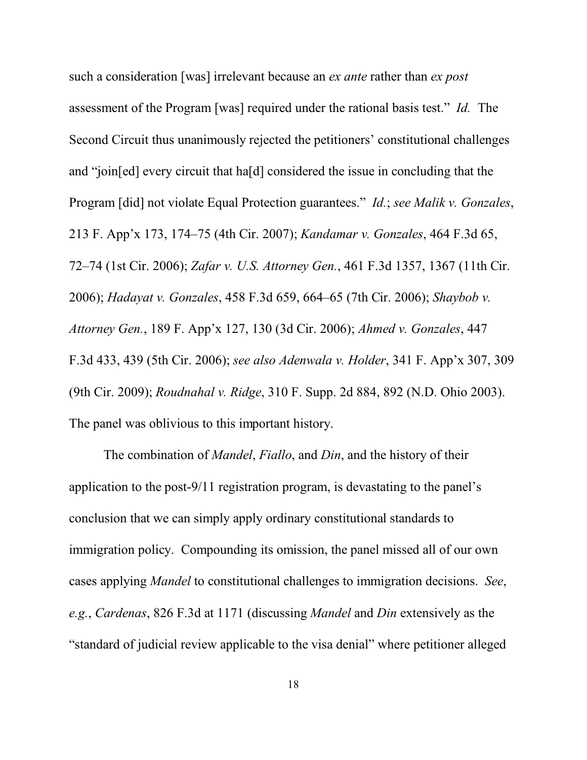such a consideration [was] irrelevant because an *ex ante* rather than *ex post* assessment of the Program [was] required under the rational basis test." *Id.* The Second Circuit thus unanimously rejected the petitioners' constitutional challenges and "join[ed] every circuit that ha[d] considered the issue in concluding that the Program [did] not violate Equal Protection guarantees." *Id.*; *see Malik v. Gonzales*, 213 F. App'x 173, 174–75 (4th Cir. 2007); *Kandamar v. Gonzales*, 464 F.3d 65, 72–74 (1st Cir. 2006); *Zafar v. U.S. Attorney Gen.*, 461 F.3d 1357, 1367 (11th Cir. 2006); *Hadayat v. Gonzales*, 458 F.3d 659, 664–65 (7th Cir. 2006); *Shaybob v. Attorney Gen.*, 189 F. App'x 127, 130 (3d Cir. 2006); *Ahmed v. Gonzales*, 447 F.3d 433, 439 (5th Cir. 2006); *see also Adenwala v. Holder*, 341 F. App'x 307, 309 (9th Cir. 2009); *Roudnahal v. Ridge*, 310 F. Supp. 2d 884, 892 (N.D. Ohio 2003). The panel was oblivious to this important history.

The combination of *Mandel*, *Fiallo*, and *Din*, and the history of their application to the post-9/11 registration program, is devastating to the panel's conclusion that we can simply apply ordinary constitutional standards to immigration policy. Compounding its omission, the panel missed all of our own cases applying *Mandel* to constitutional challenges to immigration decisions. *See, e.g.*, *Cardenas*, 826 F.3d at 1171 (discussing *Mandel* and *Din* extensively as the "standard of judicial review applicable to the visa denial" where petitioner alleged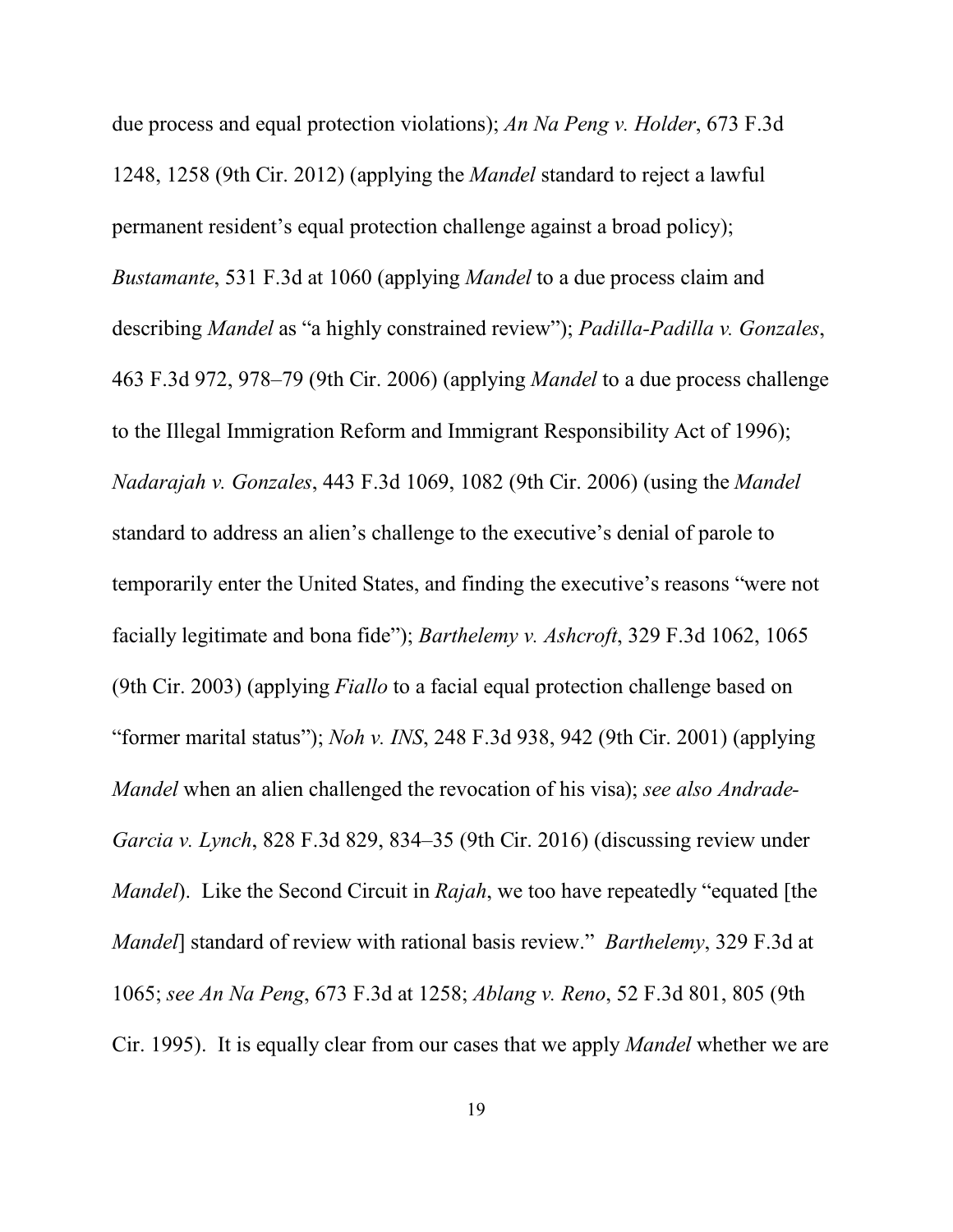due process and equal protection violations); *An Na Peng v. Holder*, 673 F.3d 1248, 1258 (9th Cir. 2012) (applying the *Mandel* standard to reject a lawful permanent resident's equal protection challenge against a broad policy); *Bustamante*, 531 F.3d at 1060 (applying *Mandel* to a due process claim and describing *Mandel* as "a highly constrained review"); *Padilla-Padilla v. Gonzales*, 463 F.3d 972, 978–79 (9th Cir. 2006) (applying *Mandel* to a due process challenge to the Illegal Immigration Reform and Immigrant Responsibility Act of 1996); *Nadarajah v. Gonzales*, 443 F.3d 1069, 1082 (9th Cir. 2006) (using the *Mandel* standard to address an alien's challenge to the executive's denial of parole to temporarily enter the United States, and finding the executive's reasons "were not facially legitimate and bona fide"); *Barthelemy v. Ashcroft*, 329 F.3d 1062, 1065 (9th Cir. 2003) (applying *Fiallo* to a facial equal protection challenge based on "former marital status"); *Noh v. INS*, 248 F.3d 938, 942 (9th Cir. 2001) (applying *Mandel* when an alien challenged the revocation of his visa); *see also Andrade-Garcia v. Lynch*, 828 F.3d 829, 834–35 (9th Cir. 2016) (discussing review under *Mandel*). Like the Second Circuit in *Rajah*, we too have repeatedly "equated [the *Mandel*] standard of review with rational basis review." *Barthelemy*, 329 F.3d at 1065; *see An Na Peng*, 673 F.3d at 1258; *Ablang v. Reno*, 52 F.3d 801, 805 (9th Cir. 1995). It is equally clear from our cases that we apply *Mandel* whether we are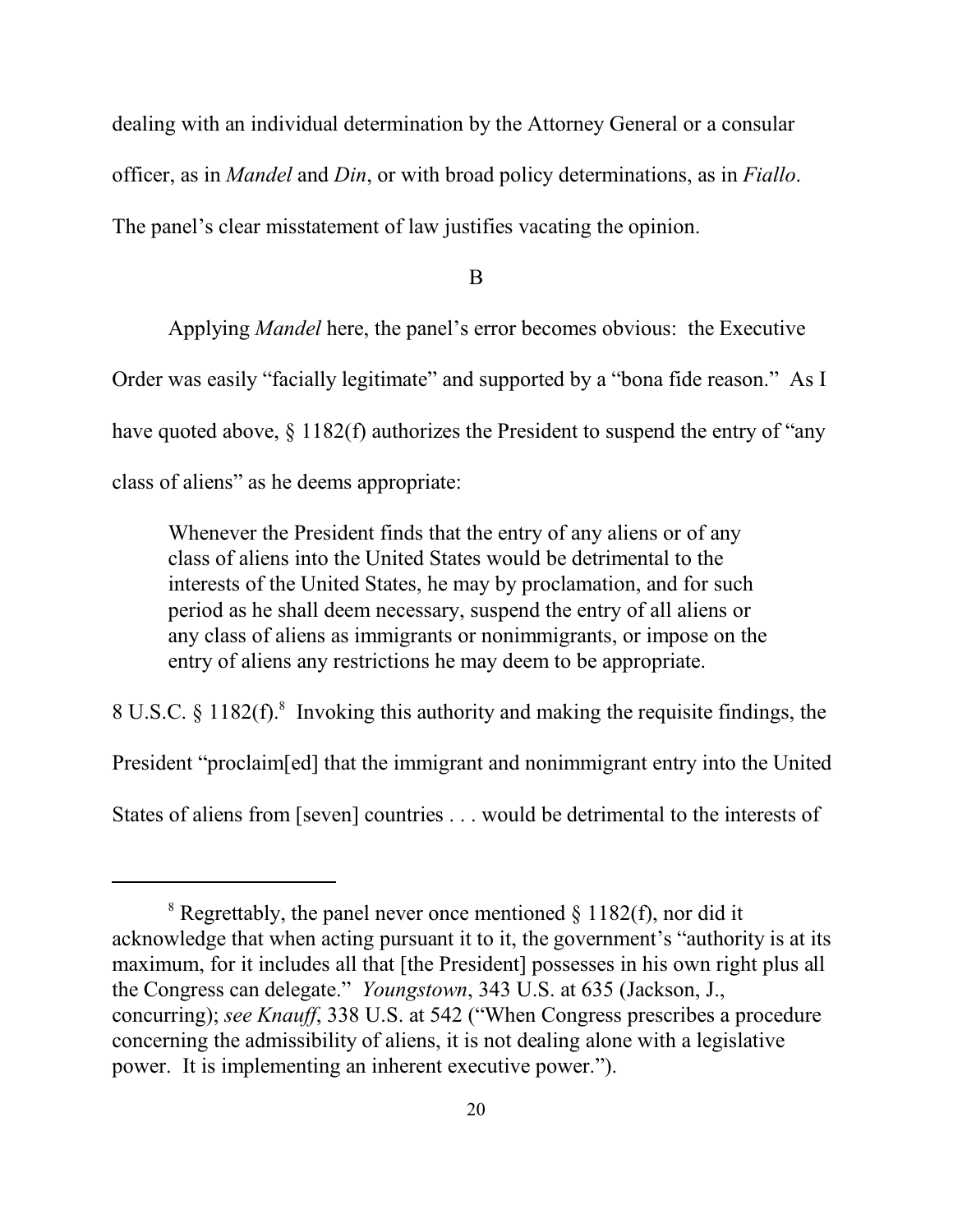dealing with an individual determination by the Attorney General or a consular officer, as in *Mandel* and *Din*, or with broad policy determinations, as in *Fiallo*. The panel's clear misstatement of law justifies vacating the opinion.

B

Applying *Mandel* here, the panel's error becomes obvious: the Executive Order was easily "facially legitimate" and supported by a "bona fide reason." As I have quoted above, § 1182(f) authorizes the President to suspend the entry of "any class of aliens" as he deems appropriate:

> Whenever the President finds that the entry of any aliens or of any class of aliens into the United States would be detrimental to the interests of the United States, he may by proclamation, and for such period as he shall deem necessary, suspend the entry of all aliens or any class of aliens as immigrants or nonimmigrants, or impose on the entry of aliens any restrictions he may deem to be appropriate.

8 U.S.C. § 1182(f).[8] Invoking this authority and making the requisite findings, the President "proclaim[ed] that the immigrant and nonimmigrant entry into the United States of aliens from [seven] countries . . . would be detrimental to the interests of

---

[8] Regrettably, the panel never once mentioned § 1182(f), nor did it acknowledge that when acting pursuant it to it, the government's "authority is at its maximum, for it includes all that [the President] possesses in his own right plus all the Congress can delegate." *Youngstown*, 343 U.S. at 635 (Jackson, J., concurring); *see Knauff*, 338 U.S. at 542 ("When Congress prescribes a procedure concerning the admissibility of aliens, it is not dealing alone with a legislative power. It is implementing an inherent executive power.").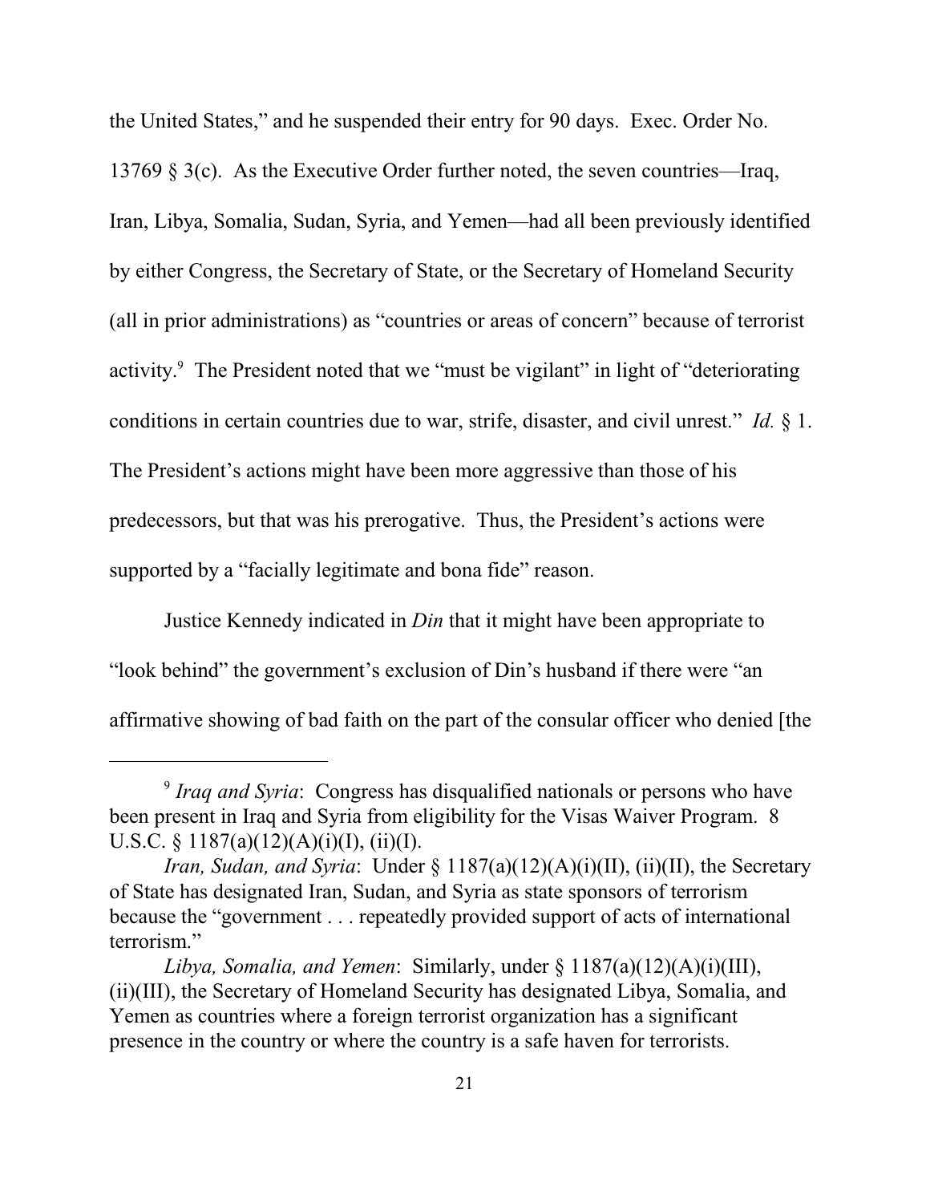the United States," and he suspended their entry for 90 days. Exec. Order No. 13769 § 3(c). As the Executive Order further noted, the seven countries—Iraq, Iran, Libya, Somalia, Sudan, Syria, and Yemen—had all been previously identified by either Congress, the Secretary of State, or the Secretary of Homeland Security (all in prior administrations) as "countries or areas of concern" because of terrorist activity.[9] The President noted that we "must be vigilant" in light of "deteriorating conditions in certain countries due to war, strife, disaster, and civil unrest." *Id.* § 1. The President's actions might have been more aggressive than those of his predecessors, but that was his prerogative. Thus, the President's actions were supported by a "facially legitimate and bona fide" reason.

Justice Kennedy indicated in *Din* that it might have been appropriate to "look behind" the government's exclusion of Din's husband if there were "an affirmative showing of bad faith on the part of the consular officer who denied [the

---

[9] *Iraq and Syria*: Congress has disqualified nationals or persons who have been present in Iraq and Syria from eligibility for the Visas Waiver Program. 8 U.S.C. § 1187(a)(12)(A)(i)(I), (ii)(I).

*Iran, Sudan, and Syria*: Under § 1187(a)(12)(A)(i)(II), (ii)(II), the Secretary of State has designated Iran, Sudan, and Syria as state sponsors of terrorism because the "government . . . repeatedly provided support of acts of international terrorism."

*Libya, Somalia, and Yemen*: Similarly, under § 1187(a)(12)(A)(i)(III), (ii)(III), the Secretary of Homeland Security has designated Libya, Somalia, and Yemen as countries where a foreign terrorist organization has a significant presence in the country or where the country is a safe haven for terrorists.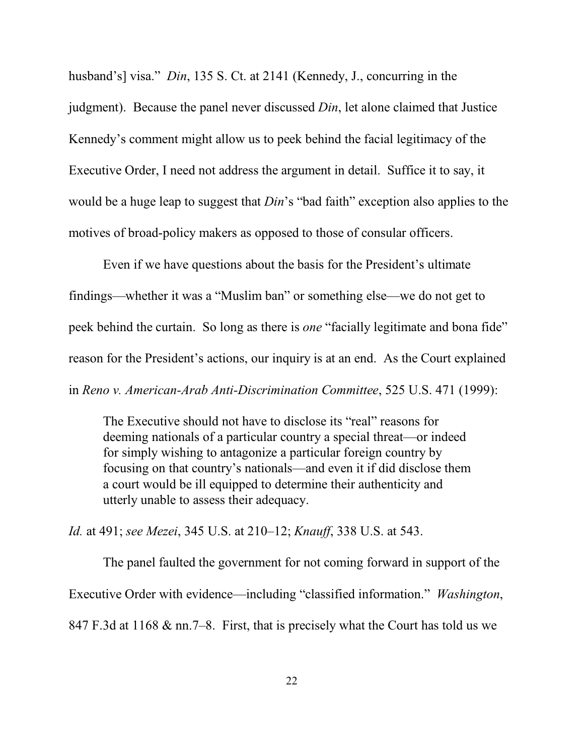husband's] visa." *Din*, 135 S. Ct. at 2141 (Kennedy, J., concurring in the judgment). Because the panel never discussed *Din*, let alone claimed that Justice Kennedy's comment might allow us to peek behind the facial legitimacy of the Executive Order, I need not address the argument in detail. Suffice it to say, it would be a huge leap to suggest that *Din*'s "bad faith" exception also applies to the motives of broad-policy makers as opposed to those of consular officers.

Even if we have questions about the basis for the President's ultimate findings—whether it was a "Muslim ban" or something else—we do not get to peek behind the curtain. So long as there is *one* "facially legitimate and bona fide" reason for the President's actions, our inquiry is at an end. As the Court explained in *Reno v. American-Arab Anti-Discrimination Committee*, 525 U.S. 471 (1999):

> The Executive should not have to disclose its "real" reasons for deeming nationals of a particular country a special threat—or indeed for simply wishing to antagonize a particular foreign country by focusing on that country's nationals—and even it if did disclose them a court would be ill equipped to determine their authenticity and utterly unable to assess their adequacy.

*Id.* at 491; *see Mezei*, 345 U.S. at 210–12; *Knauff*, 338 U.S. at 543.

The panel faulted the government for not coming forward in support of the Executive Order with evidence—including "classified information." *Washington*, 847 F.3d at 1168 & nn.7–8. First, that is precisely what the Court has told us we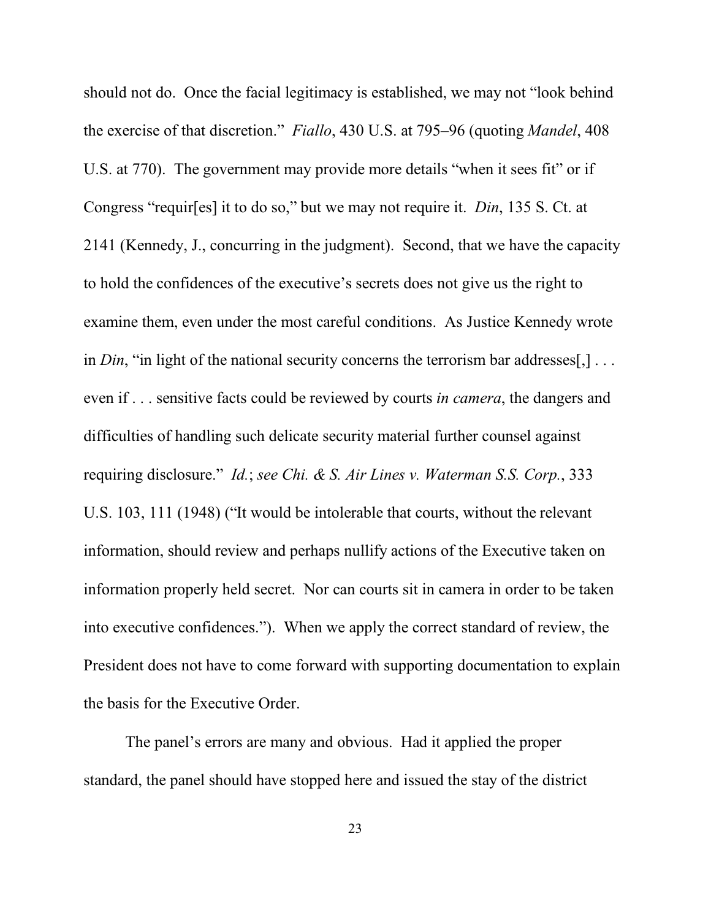should not do. Once the facial legitimacy is established, we may not "look behind the exercise of that discretion." *Fiallo*, 430 U.S. at 795–96 (quoting *Mandel*, 408 U.S. at 770). The government may provide more details "when it sees fit" or if Congress "requir[es] it to do so," but we may not require it. *Din*, 135 S. Ct. at 2141 (Kennedy, J., concurring in the judgment). Second, that we have the capacity to hold the confidences of the executive's secrets does not give us the right to examine them, even under the most careful conditions. As Justice Kennedy wrote in *Din*, "in light of the national security concerns the terrorism bar addresses[,] . . . even if . . . sensitive facts could be reviewed by courts *in camera*, the dangers and difficulties of handling such delicate security material further counsel against requiring disclosure." *Id.*; *see Chi. & S. Air Lines v. Waterman S.S. Corp.*, 333 U.S. 103, 111 (1948) ("It would be intolerable that courts, without the relevant information, should review and perhaps nullify actions of the Executive taken on information properly held secret. Nor can courts sit in camera in order to be taken into executive confidences."). When we apply the correct standard of review, the President does not have to come forward with supporting documentation to explain the basis for the Executive Order.

The panel's errors are many and obvious. Had it applied the proper standard, the panel should have stopped here and issued the stay of the district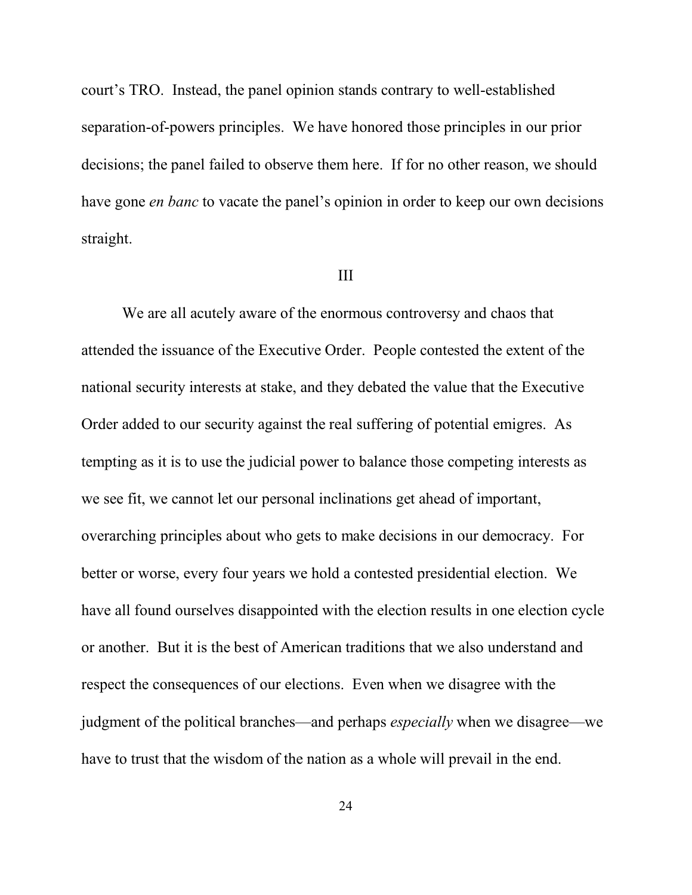court's TRO. Instead, the panel opinion stands contrary to well-established separation-of-powers principles. We have honored those principles in our prior decisions; the panel failed to observe them here. If for no other reason, we should have gone *en banc* to vacate the panel's opinion in order to keep our own decisions straight.

III

We are all acutely aware of the enormous controversy and chaos that attended the issuance of the Executive Order. People contested the extent of the national security interests at stake, and they debated the value that the Executive Order added to our security against the real suffering of potential emigres. As tempting as it is to use the judicial power to balance those competing interests as we see fit, we cannot let our personal inclinations get ahead of important, overarching principles about who gets to make decisions in our democracy. For better or worse, every four years we hold a contested presidential election. We have all found ourselves disappointed with the election results in one election cycle or another. But it is the best of American traditions that we also understand and respect the consequences of our elections. Even when we disagree with the judgment of the political branches—and perhaps *especially* when we disagree—we have to trust that the wisdom of the nation as a whole will prevail in the end.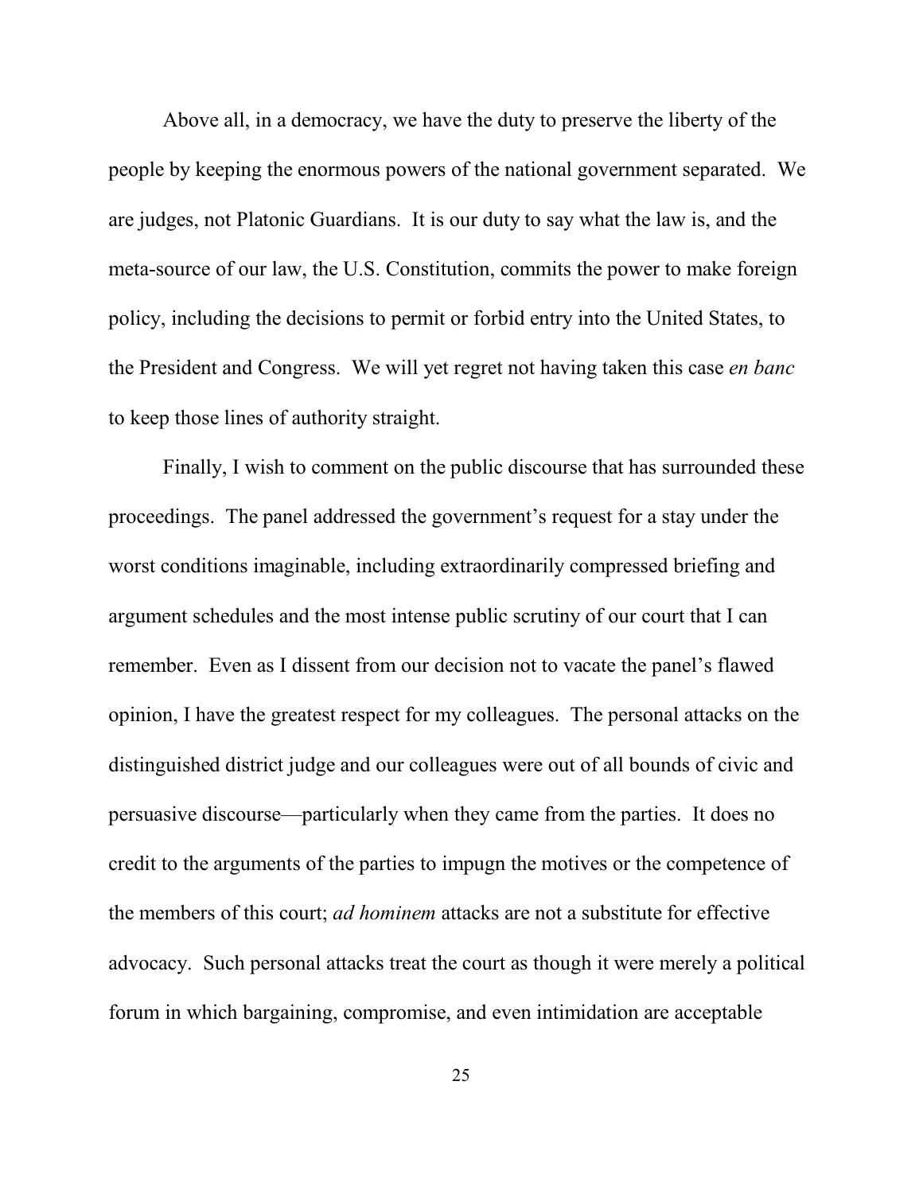Above all, in a democracy, we have the duty to preserve the liberty of the people by keeping the enormous powers of the national government separated. We are judges, not Platonic Guardians. It is our duty to say what the law is, and the meta-source of our law, the U.S. Constitution, commits the power to make foreign policy, including the decisions to permit or forbid entry into the United States, to the President and Congress. We will yet regret not having taken this case *en banc* to keep those lines of authority straight.

Finally, I wish to comment on the public discourse that has surrounded these proceedings. The panel addressed the government's request for a stay under the worst conditions imaginable, including extraordinarily compressed briefing and argument schedules and the most intense public scrutiny of our court that I can remember. Even as I dissent from our decision not to vacate the panel's flawed opinion, I have the greatest respect for my colleagues. The personal attacks on the distinguished district judge and our colleagues were out of all bounds of civic and persuasive discourse—particularly when they came from the parties. It does no credit to the arguments of the parties to impugn the motives or the competence of the members of this court; *ad hominem* attacks are not a substitute for effective advocacy. Such personal attacks treat the court as though it were merely a political forum in which bargaining, compromise, and even intimidation are acceptable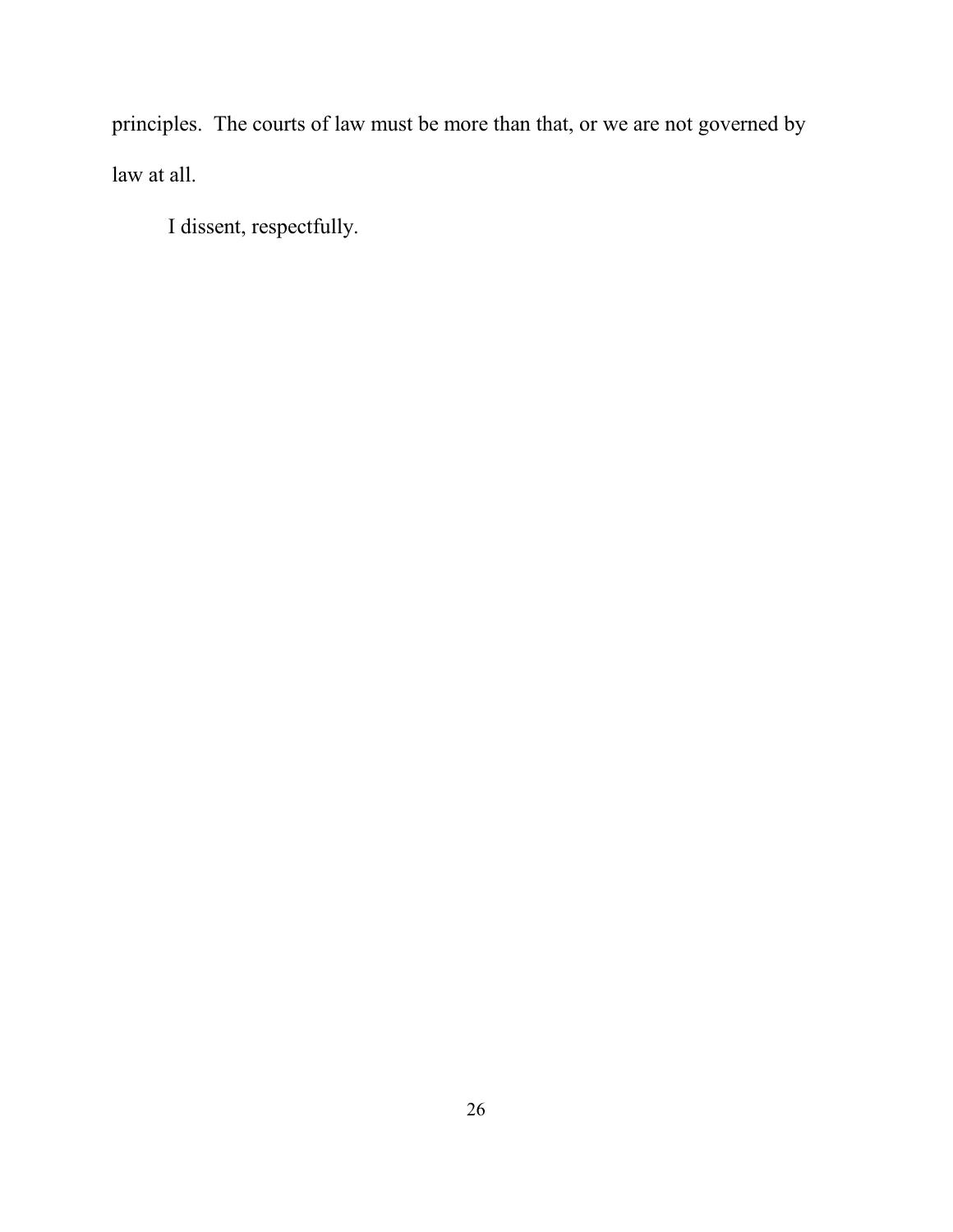principles. The courts of law must be more than that, or we are not governed by law at all.

I dissent, respectfully.